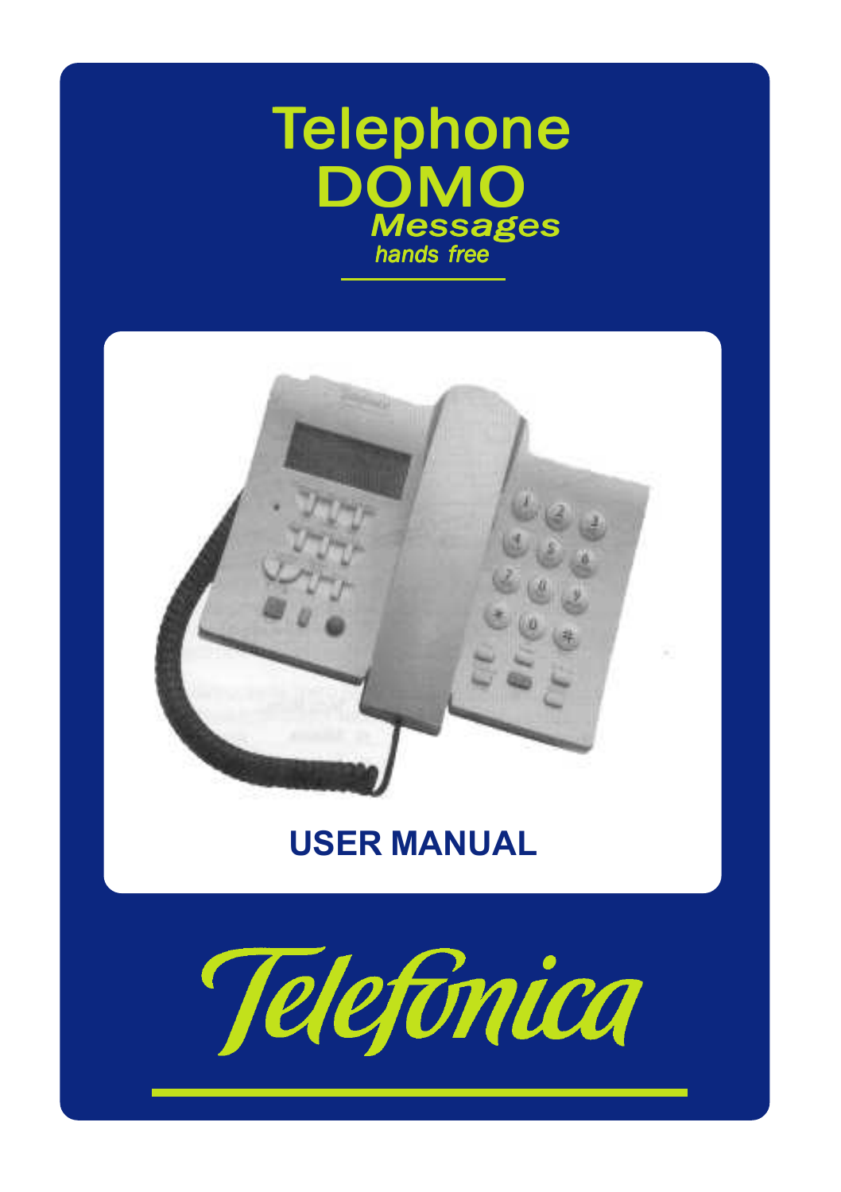# Telephone DOMO

## *Messages*

*hands free*

## USER MANUAL

*Telefónica*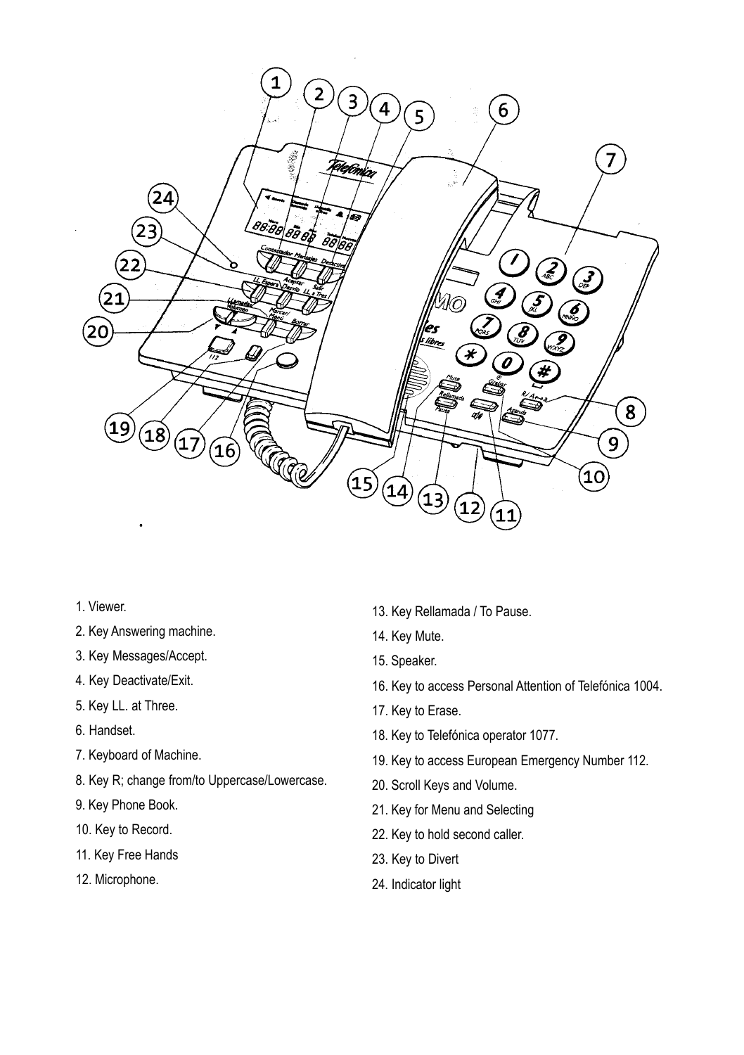1. Viewer.
2. Key Answering machine.
3. Key Messages/Accept.
4. Key Deactivate/Exit.
5. Key LL. at Three.
6. Handset.
7. Keyboard of Machine.
8. Key R; change from/to Uppercase/Lowercase.
9. Key Phone Book.
10. Key to Record.
11. Key Free Hands
12. Microphone.
13. Key Rellamada / To Pause.
14. Key Mute.
15. Speaker.
16. Key to access Personal Attention of Telefónica 1004.
17. Key to Erase.
18. Key to Telefónica operator 1077.
19. Key to access European Emergency Number 112.
20. Scroll Keys and Volume.
21. Key for Menu and Selecting
22. Key to hold second caller.
23. Key to Divert
24. Indicator light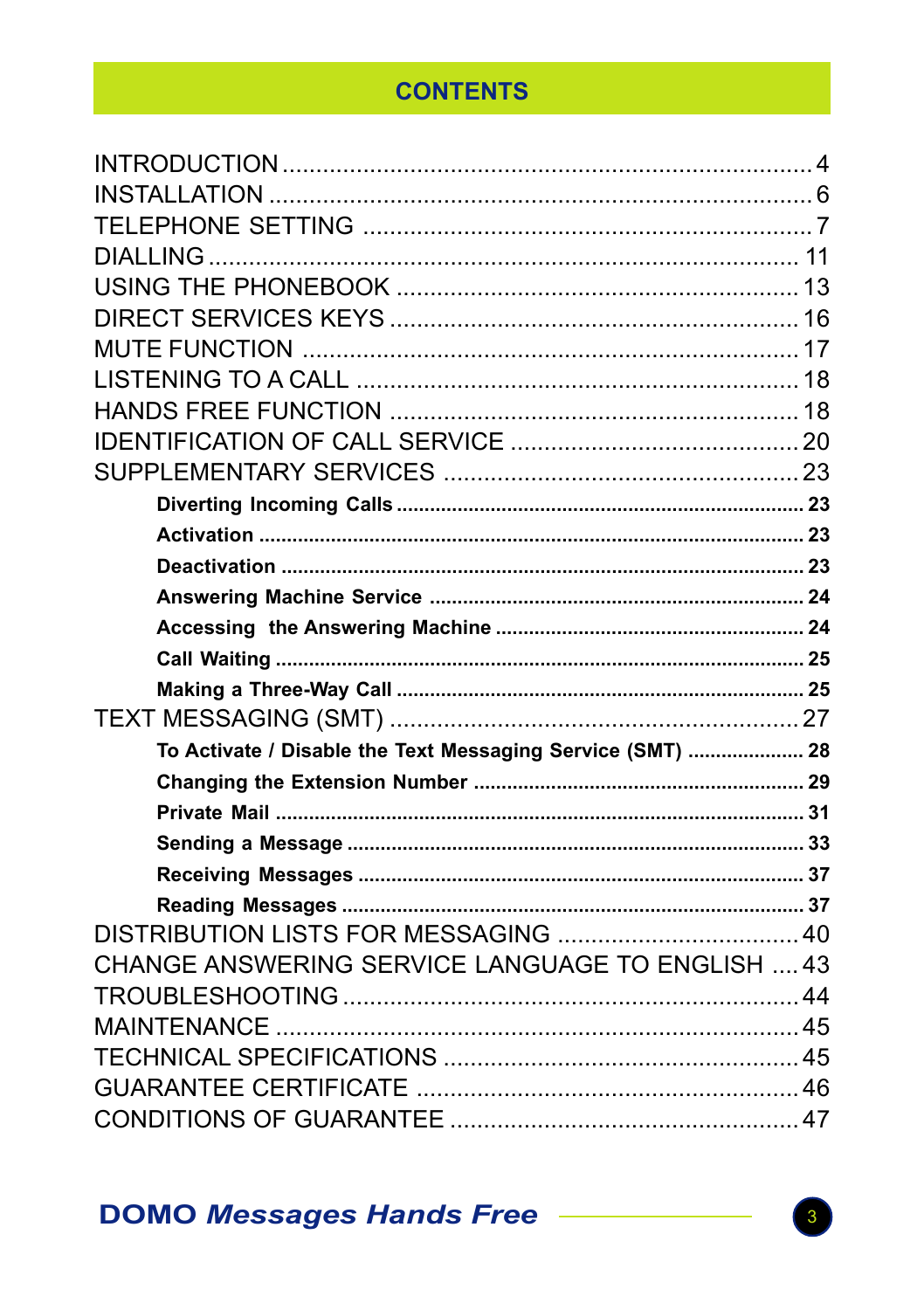# CONTENTS

INTRODUCTION ........................................................................ 4
INSTALLATION ........................................................................ 6
TELEPHONE SETTING ................................................................. 7
DIALLING ................................................................................ 11
USING THE PHONEBOOK ......................................................... 13
DIRECT SERVICES KEYS .......................................................... 16
MUTE FUNCTION ..................................................................... 17
LISTENING TO A CALL ............................................................. 18
HANDS FREE FUNCTION .......................................................... 18
IDENTIFICATION OF CALL SERVICE ......................................... 20
SUPPLEMENTARY SERVICES ................................................... 23

- **Diverting Incoming Calls ........................................................ 23**
- **Activation .............................................................................. 23**
- **Deactivation ........................................................................... 23**
- **Answering Machine Service ................................................... 24**
- **Accessing the Answering Machine ........................................ 24**
- **Call Waiting ........................................................................... 25**
- **Making a Three-Way Call ....................................................... 25**

TEXT MESSAGING (SMT) ........................................................... 27

- **To Activate / Disable the Text Messaging Service (SMT) ..................... 28**
- **Changing the Extension Number .......................................... 29**
- **Private Mail ........................................................................... 31**
- **Sending a Message ............................................................... 33**
- **Receiving Messages .............................................................. 37**
- **Reading Messages ................................................................. 37**

DISTRIBUTION LISTS FOR MESSAGING .................................... 40
CHANGE ANSWERING SERVICE LANGUAGE TO ENGLISH .... 43
TROUBLESHOOTING ................................................................. 44
MAINTENANCE ......................................................................... 45
TECHNICAL SPECIFICATIONS ................................................... 45
GUARANTEE CERTIFICATE ...................................................... 46
CONDITIONS OF GUARANTEE .................................................. 47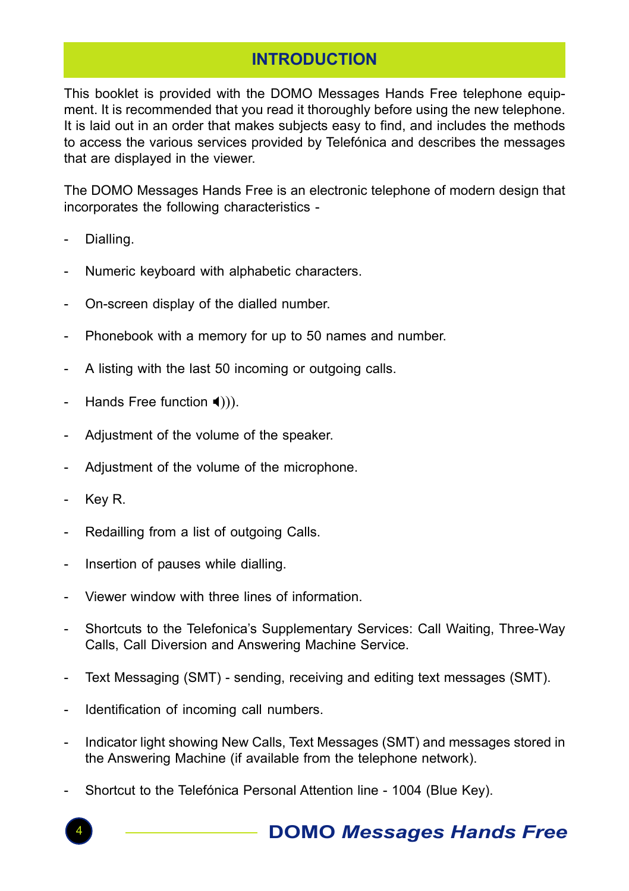## INTRODUCTION

This booklet is provided with the DOMO Messages Hands Free telephone equipment. It is recommended that you read it thoroughly before using the new telephone. It is laid out in an order that makes subjects easy to find, and includes the methods to access the various services provided by Telefónica and describes the messages that are displayed in the viewer.

The DOMO Messages Hands Free is an electronic telephone of modern design that incorporates the following characteristics -

- Dialling.
- Numeric keyboard with alphabetic characters.
- On-screen display of the dialled number.
- Phonebook with a memory for up to 50 names and number.
- A listing with the last 50 incoming or outgoing calls.
- Hands Free function 🔈))).
- Adjustment of the volume of the speaker.
- Adjustment of the volume of the microphone.
- Key R.
- Redailling from a list of outgoing Calls.
- Insertion of pauses while dialling.
- Viewer window with three lines of information.
- Shortcuts to the Telefonica's Supplementary Services: Call Waiting, Three-Way Calls, Call Diversion and Answering Machine Service.
- Text Messaging (SMT) - sending, receiving and editing text messages (SMT).
- Identification of incoming call numbers.
- Indicator light showing New Calls, Text Messages (SMT) and messages stored in the Answering Machine (if available from the telephone network).
- Shortcut to the Telefónica Personal Attention line - 1004 (Blue Key).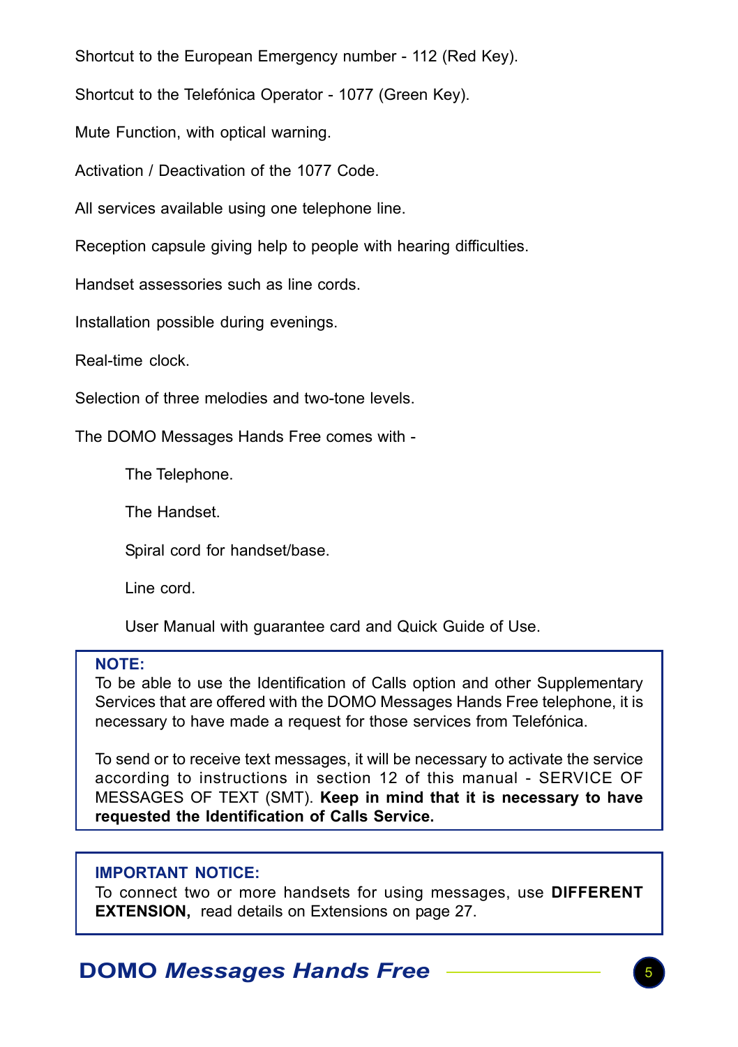Shortcut to the European Emergency number - 112 (Red Key).

Shortcut to the Telefónica Operator - 1077 (Green Key).

Mute Function, with optical warning.

Activation / Deactivation of the 1077 Code.

All services available using one telephone line.

Reception capsule giving help to people with hearing difficulties.

Handset assessories such as line cords.

Installation possible during evenings.

Real-time clock.

Selection of three melodies and two-tone levels.

The DOMO Messages Hands Free comes with -

- The Telephone.
- The Handset.
- Spiral cord for handset/base.
- Line cord.
- User Manual with guarantee card and Quick Guide of Use.

**NOTE:**
To be able to use the Identification of Calls option and other Supplementary Services that are offered with the DOMO Messages Hands Free telephone, it is necessary to have made a request for those services from Telefónica.

To send or to receive text messages, it will be necessary to activate the service according to instructions in section 12 of this manual - SERVICE OF MESSAGES OF TEXT (SMT). **Keep in mind that it is necessary to have requested the Identification of Calls Service.**

**IMPORTANT NOTICE:**
To connect two or more handsets for using messages, use **DIFFERENT EXTENSION,** read details on Extensions on page 27.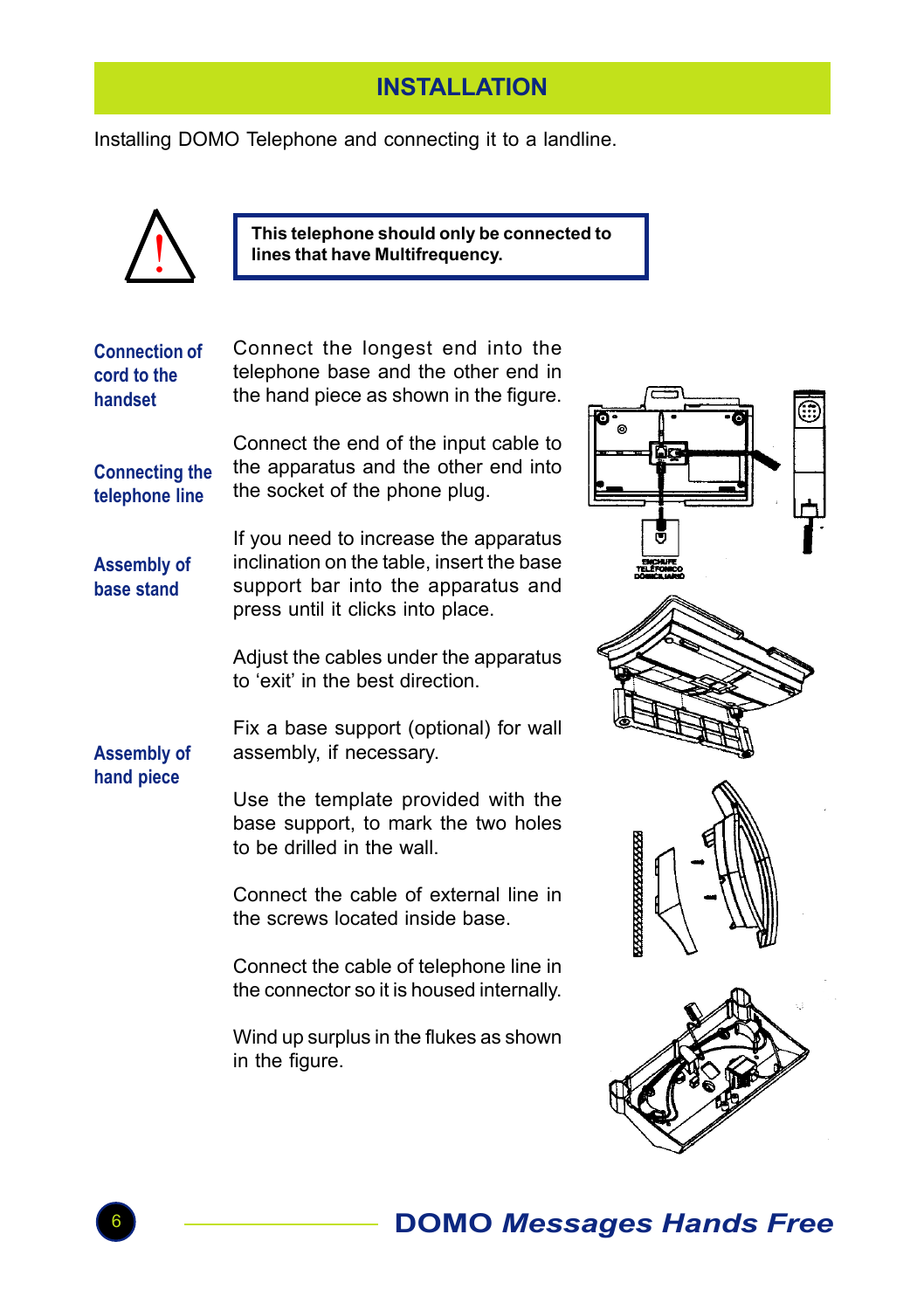# INSTALLATION

Installing DOMO Telephone and connecting it to a landline.

**This telephone should only be connected to lines that have Multifrequency.**

**Connection of cord to the handset**

Connect the longest end into the telephone base and the other end in the hand piece as shown in the figure.

**Connecting the telephone line**

Connect the end of the input cable to the apparatus and the other end into the socket of the phone plug.

**Assembly of base stand**

If you need to increase the apparatus inclination on the table, insert the base support bar into the apparatus and press until it clicks into place.

Adjust the cables under the apparatus to 'exit' in the best direction.

**Assembly of hand piece**

Fix a base support (optional) for wall assembly, if necessary.

Use the template provided with the base support, to mark the two holes to be drilled in the wall.

Connect the cable of external line in the screws located inside base.

Connect the cable of telephone line in the connector so it is housed internally.

Wind up surplus in the flukes as shown in the figure.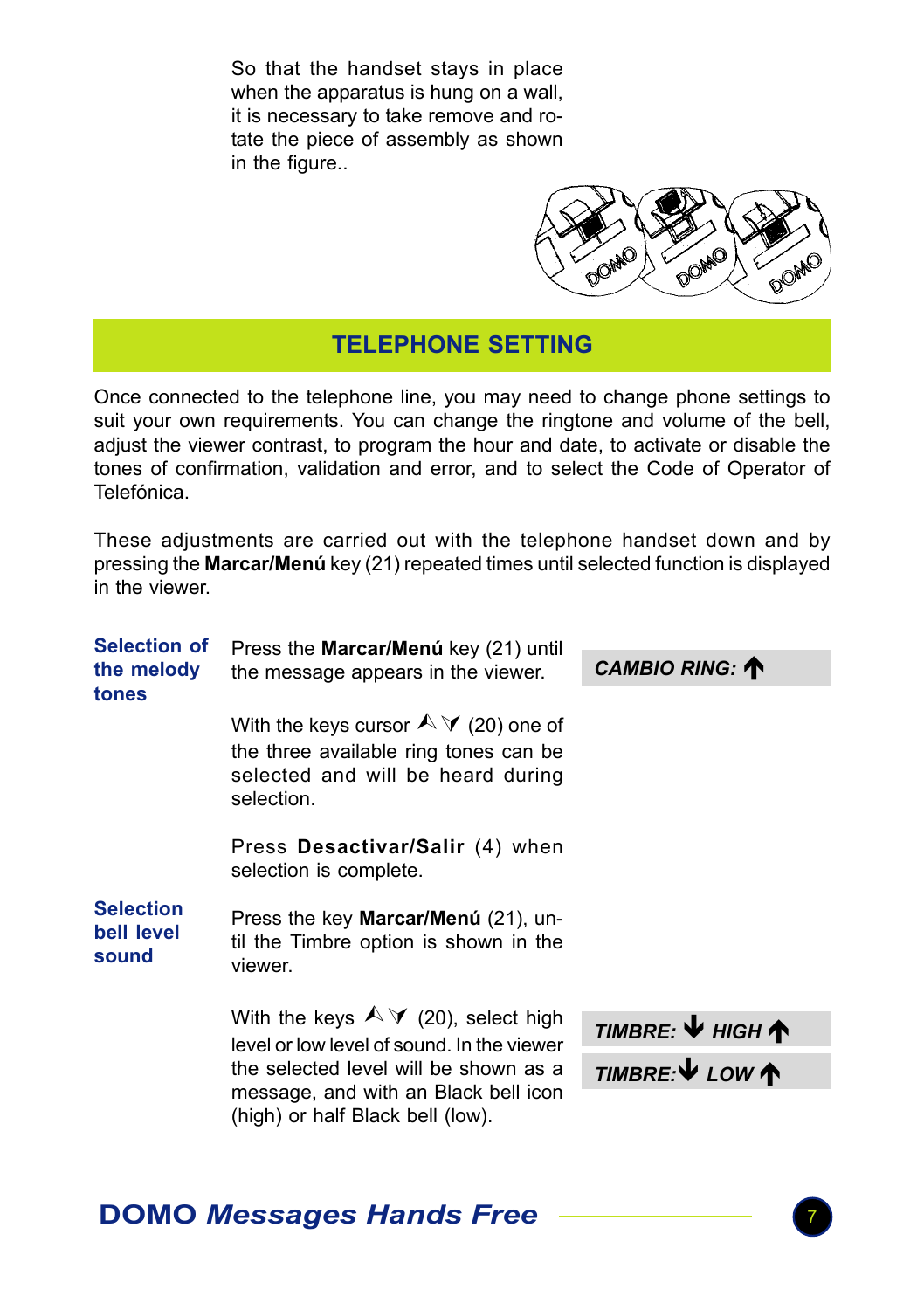So that the handset stays in place when the apparatus is hung on a wall, it is necessary to take remove and rotate the piece of assembly as shown in the figure..

## TELEPHONE SETTING

Once connected to the telephone line, you may need to change phone settings to suit your own requirements. You can change the ringtone and volume of the bell, adjust the viewer contrast, to program the hour and date, to activate or disable the tones of confirmation, validation and error, and to select the Code of Operator of Telefónica.

These adjustments are carried out with the telephone handset down and by pressing the **Marcar/Menú** key (21) repeated times until selected function is displayed in the viewer.

### Selection of the melody tones

Press the **Marcar/Menú** key (21) until the message appears in the viewer.

*CAMBIO RING:* ↑

With the keys cursor ∧ ∨ (20) one of the three available ring tones can be selected and will be heard during selection.

Press **Desactivar/Salir** (4) when selection is complete.

### Selection bell level sound

Press the key **Marcar/Menú** (21), until the Timbre option is shown in the viewer.

With the keys ∧ ∨ (20), select high level or low level of sound. In the viewer the selected level will be shown as a message, and with an Black bell icon (high) or half Black bell (low).

*TIMBRE:* ↓ *HIGH* ↑

*TIMBRE:* ↓ *LOW* ↑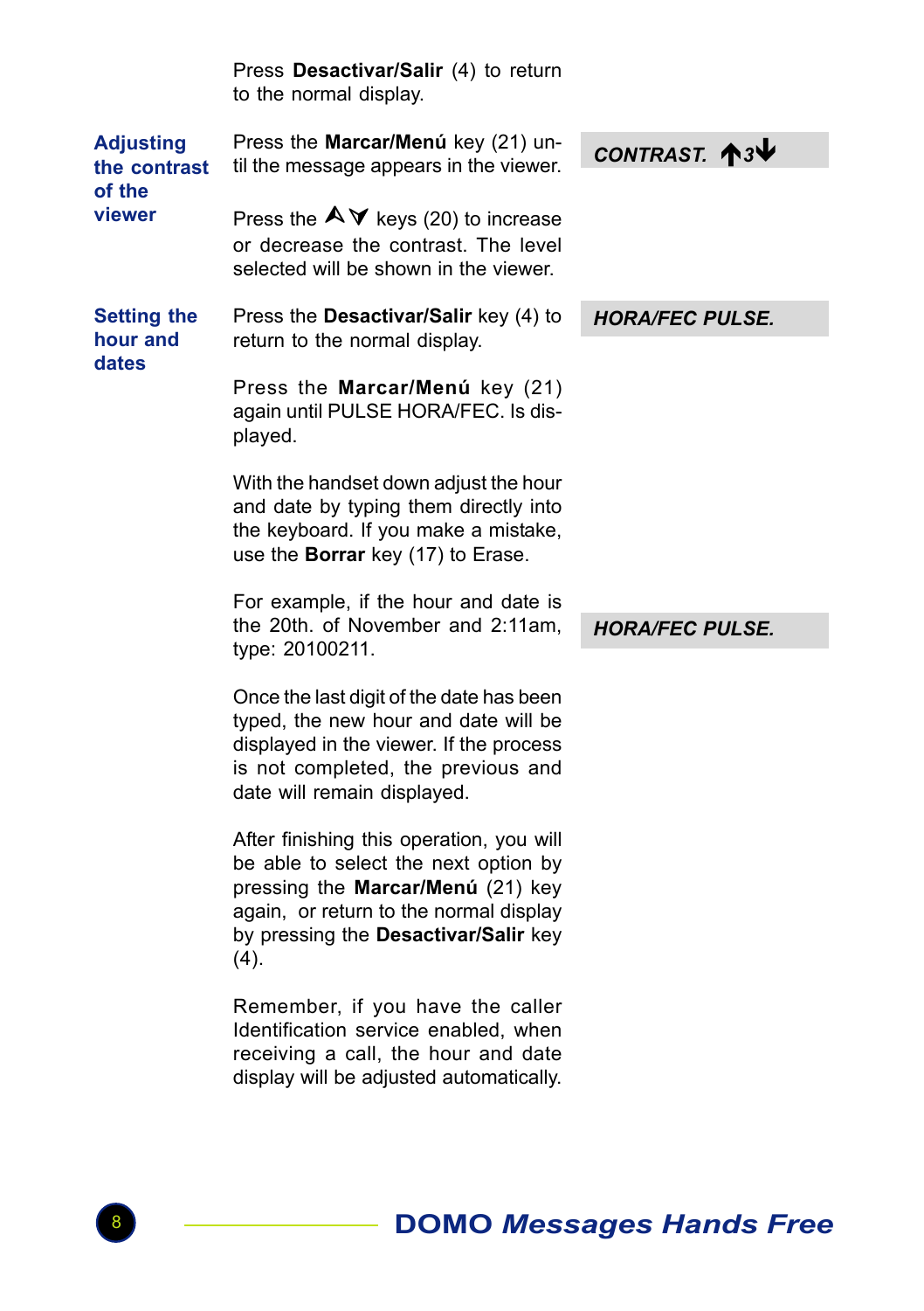Press **Desactivar/Salir** (4) to return to the normal display.

### Adjusting the contrast of the viewer

Press the **Marcar/Menú** key (21) until the message appears in the viewer.

*CONTRAST.* ↑3↓

Press the ▲▼ keys (20) to increase or decrease the contrast. The level selected will be shown in the viewer.

### Setting the hour and dates

Press the **Desactivar/Salir** key (4) to return to the normal display.

*HORA/FEC PULSE.*

Press the **Marcar/Menú** key (21) again until PULSE HORA/FEC. Is displayed.

With the handset down adjust the hour and date by typing them directly into the keyboard. If you make a mistake, use the **Borrar** key (17) to Erase.

For example, if the hour and date is the 20th. of November and 2:11am, type: 20100211.

*HORA/FEC PULSE.*

Once the last digit of the date has been typed, the new hour and date will be displayed in the viewer. If the process is not completed, the previous and date will remain displayed.

After finishing this operation, you will be able to select the next option by pressing the **Marcar/Menú** (21) key again, or return to the normal display by pressing the **Desactivar/Salir** key (4).

Remember, if you have the caller Identification service enabled, when receiving a call, the hour and date display will be adjusted automatically.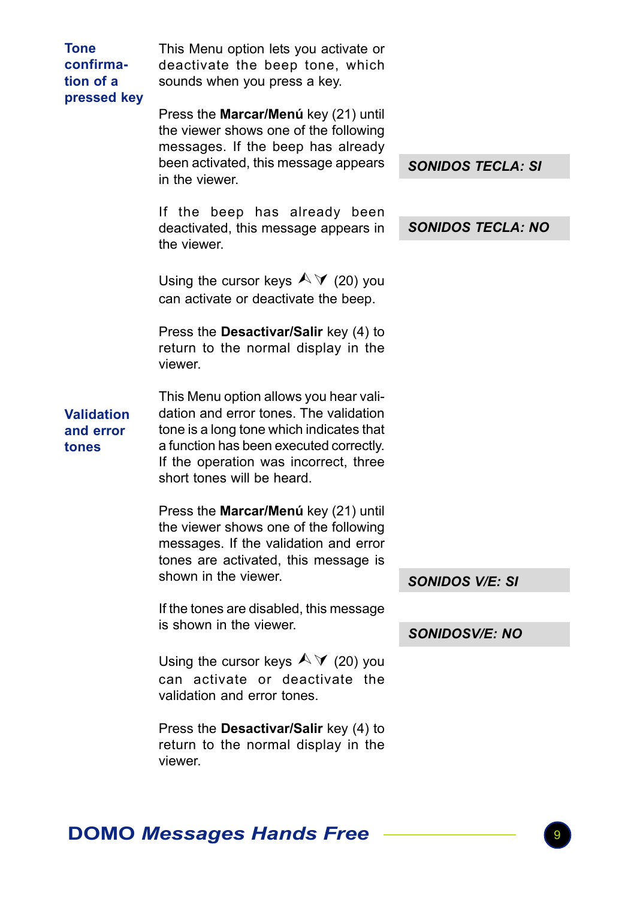## Tone confirmation of a pressed key

This Menu option lets you activate or deactivate the beep tone, which sounds when you press a key.

Press the **Marcar/Menú** key (21) until the viewer shows one of the following messages. If the beep has already been activated, this message appears in the viewer.

***SONIDOS TECLA: SI***

If the beep has already been deactivated, this message appears in the viewer.

***SONIDOS TECLA: NO***

Using the cursor keys ⮝ ⮟ (20) you can activate or deactivate the beep.

Press the **Desactivar/Salir** key (4) to return to the normal display in the viewer.

## Validation and error tones

This Menu option allows you hear validation and error tones. The validation tone is a long tone which indicates that a function has been executed correctly. If the operation was incorrect, three short tones will be heard.

Press the **Marcar/Menú** key (21) until the viewer shows one of the following messages. If the validation and error tones are activated, this message is shown in the viewer.

***SONIDOS V/E: SI***

If the tones are disabled, this message is shown in the viewer.

***SONIDOSV/E: NO***

Using the cursor keys ⮝ ⮟ (20) you can activate or deactivate the validation and error tones.

Press the **Desactivar/Salir** key (4) to return to the normal display in the viewer.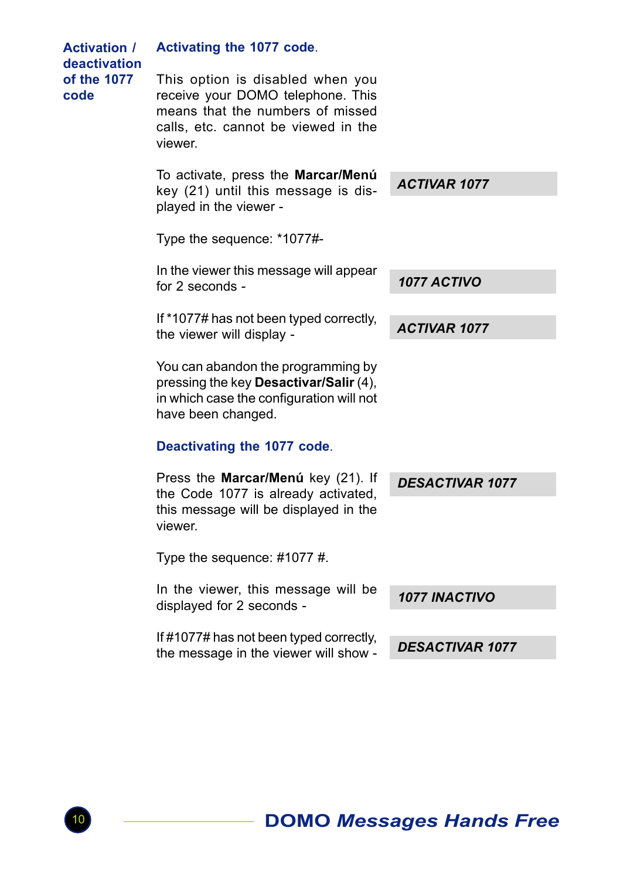## Activation / deactivation of the 1077 code

### Activating the 1077 code.

This option is disabled when you receive your DOMO telephone. This means that the numbers of missed calls, etc. cannot be viewed in the viewer.

To activate, press the **Marcar/Menú** key (21) until this message is displayed in the viewer -

***ACTIVAR 1077***

Type the sequence: *1077#-

In the viewer this message will appear for 2 seconds -

***1077 ACTIVO***

If *1077# has not been typed correctly, the viewer will display -

***ACTIVAR 1077***

You can abandon the programming by pressing the key **Desactivar/Salir** (4), in which case the configuration will not have been changed.

### Deactivating the 1077 code.

Press the **Marcar/Menú** key (21). If the Code 1077 is already activated, this message will be displayed in the viewer.

***DESACTIVAR 1077***

Type the sequence: #1077 #.

In the viewer, this message will be displayed for 2 seconds -

***1077 INACTIVO***

If #1077# has not been typed correctly, the message in the viewer will show -

***DESACTIVAR 1077***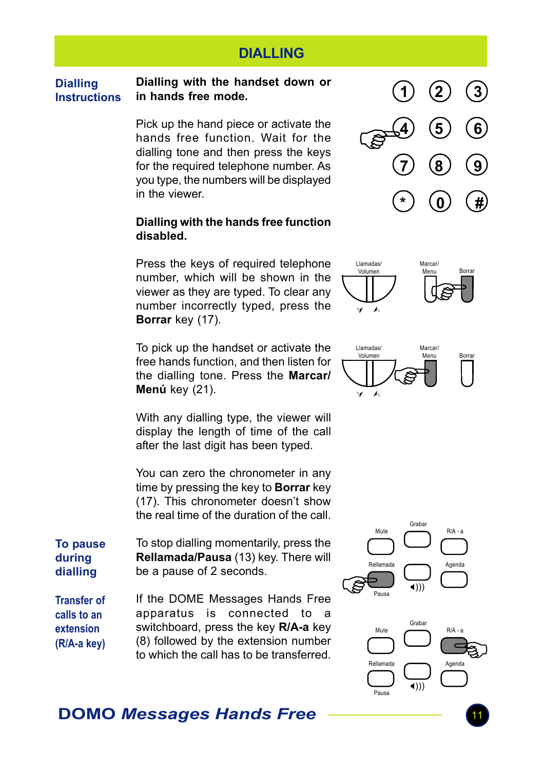# DIALLING

## Dialling Instructions

**Dialling with the handset down or in hands free mode.**

Pick up the hand piece or activate the hands free function. Wait for the dialling tone and then press the keys for the required telephone number. As you type, the numbers will be displayed in the viewer.

**Dialling with the hands free function disabled.**

Press the keys of required telephone number, which will be shown in the viewer as they are typed. To clear any number incorrectly typed, press the **Borrar** key (17).

To pick up the handset or activate the free hands function, and then listen for the dialling tone. Press the **Marcar/ Menú** key (21).

With any dialling type, the viewer will display the length of time of the call after the last digit has been typed.

You can zero the chronometer in any time by pressing the key to **Borrar** key (17). This chronometer doesn't show the real time of the duration of the call.

## To pause during dialling

To stop dialling momentarily, press the **Rellamada/Pausa** (13) key. There will be a pause of 2 seconds.

## Transfer of calls to an extension (R/A-a key)

If the DOME Messages Hands Free apparatus is connected to a switchboard, press the key **R/A-a** key (8) followed by the extension number to which the call has to be transferred.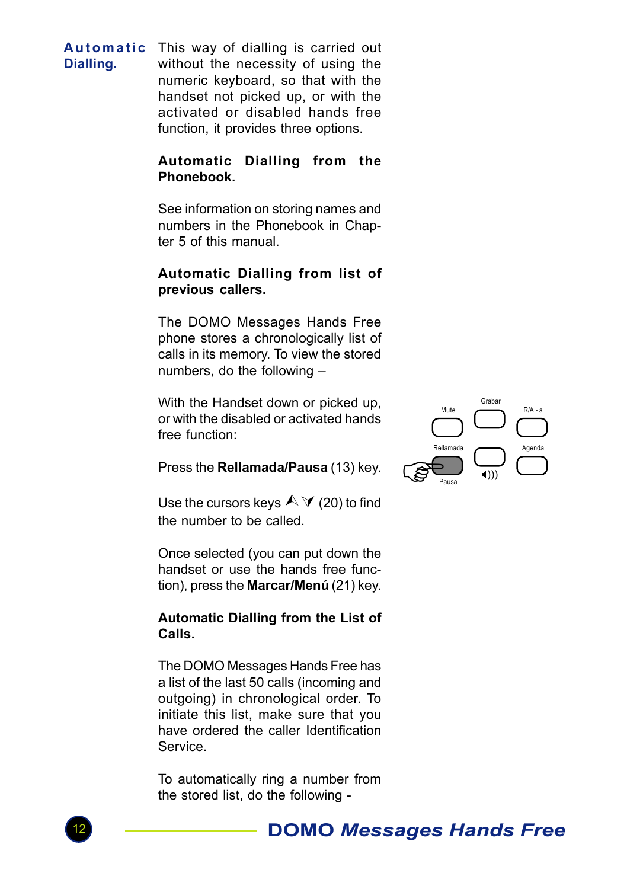**Automatic Dialling.**

This way of dialling is carried out without the necessity of using the numeric keyboard, so that with the handset not picked up, or with the activated or disabled hands free function, it provides three options.

**Automatic Dialling from the Phonebook.**

See information on storing names and numbers in the Phonebook in Chapter 5 of this manual.

**Automatic Dialling from list of previous callers.**

The DOMO Messages Hands Free phone stores a chronologically list of calls in its memory. To view the stored numbers, do the following –

With the Handset down or picked up, or with the disabled or activated hands free function:

Press the **Rellamada/Pausa** (13) key.

Use the cursors keys ⮝ ⮟ (20) to find the number to be called.

Once selected (you can put down the handset or use the hands free function), press the **Marcar/Menú** (21) key.

**Automatic Dialling from the List of Calls.**

The DOMO Messages Hands Free has a list of the last 50 calls (incoming and outgoing) in chronological order. To initiate this list, make sure that you have ordered the caller Identification Service.

To automatically ring a number from the stored list, do the following -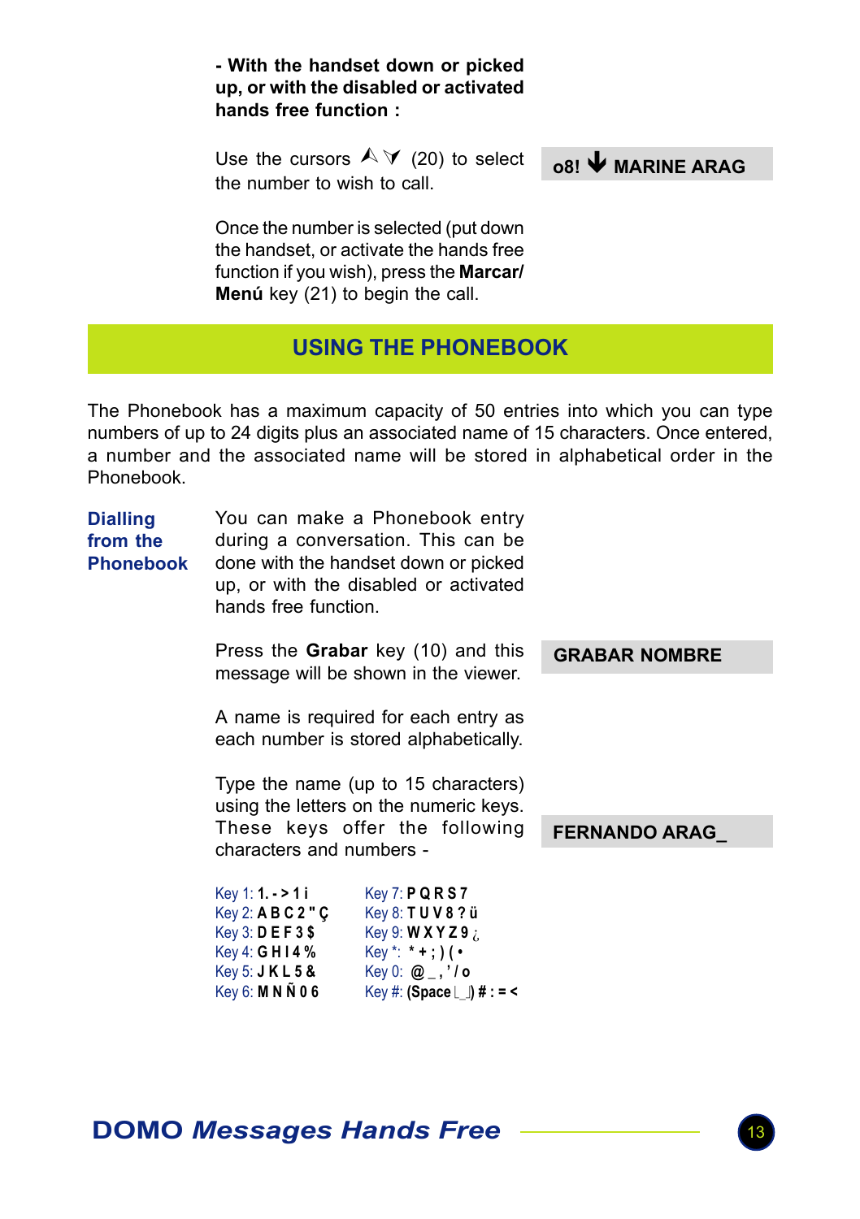**- With the handset down or picked up, or with the disabled or activated hands free function :**

Use the cursors ⮝ ⮟ (20) to select the number to wish to call.

**o8! ↓ MARINE ARAG**

Once the number is selected (put down the handset, or activate the hands free function if you wish), press the **Marcar/ Menú** key (21) to begin the call.

## USING THE PHONEBOOK

The Phonebook has a maximum capacity of 50 entries into which you can type numbers of up to 24 digits plus an associated name of 15 characters. Once entered, a number and the associated name will be stored in alphabetical order in the Phonebook.

### Dialling from the Phonebook

You can make a Phonebook entry during a conversation. This can be done with the handset down or picked up, or with the disabled or activated hands free function.

Press the **Grabar** key (10) and this message will be shown in the viewer.

**GRABAR NOMBRE**

A name is required for each entry as each number is stored alphabetically.

Type the name (up to 15 characters) using the letters on the numeric keys. These keys offer the following characters and numbers -

**FERNANDO ARAG_**

| | |
|---|---|
| Key 1: **1. - > 1 i** | Key 7: **P Q R S 7** |
| Key 2: **A B C 2 " Ç** | Key 8: **T U V 8 ? ü** |
| Key 3: **D E F 3 $** | Key 9: **W X Y Z 9 ¿** |
| Key 4: **G H I 4 %** | Key *: **\* + ; ) ( •** |
| Key 5: **J K L 5 &** | Key 0: **@ _ , ' / o** |
| Key 6: **M N Ñ 0 6** | Key #: **(Space └┘) # : = <** |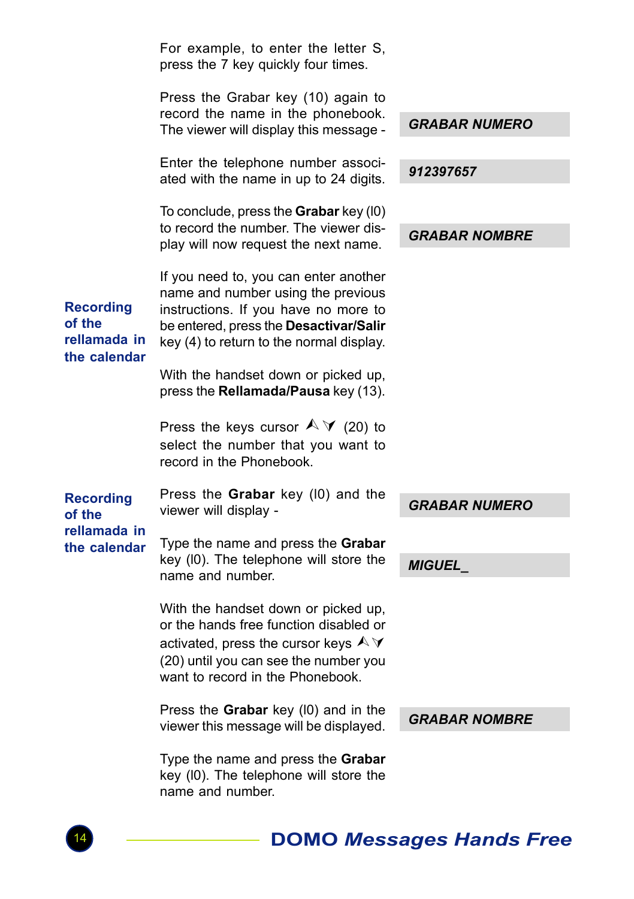For example, to enter the letter S, press the 7 key quickly four times.

Press the Grabar key (10) again to record the name in the phonebook. The viewer will display this message -

***GRABAR NUMERO***

Enter the telephone number associated with the name in up to 24 digits.

***912397657***

To conclude, press the **Grabar** key (I0) to record the number. The viewer display will now request the next name.

***GRABAR NOMBRE***

If you need to, you can enter another name and number using the previous instructions. If you have no more to be entered, press the **Desactivar/Salir** key (4) to return to the normal display.

## Recording of the rellamada in the calendar

With the handset down or picked up, press the **Rellamada/Pausa** key (13).

Press the keys cursor ⮝⮟ (20) to select the number that you want to record in the Phonebook.

## Recording of the rellamada in the calendar

Press the **Grabar** key (I0) and the viewer will display -

***GRABAR NUMERO***

Type the name and press the **Grabar** key (I0). The telephone will store the name and number.

***MIGUEL_***

With the handset down or picked up, or the hands free function disabled or activated, press the cursor keys ⮝⮟ (20) until you can see the number you want to record in the Phonebook.

Press the **Grabar** key (I0) and in the viewer this message will be displayed.

***GRABAR NOMBRE***

Type the name and press the **Grabar** key (I0). The telephone will store the name and number.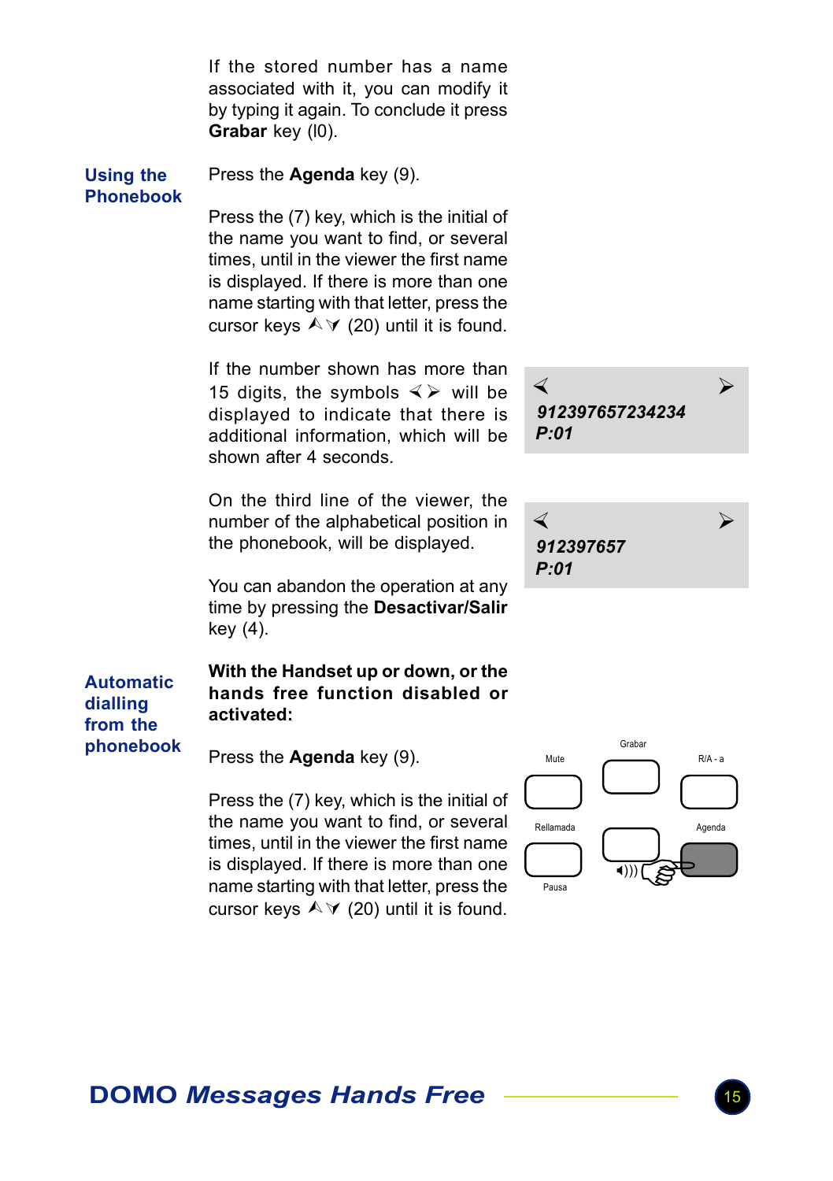If the stored number has a name associated with it, you can modify it by typing it again. To conclude it press **Grabar** key (l0).

## Using the Phonebook

Press the **Agenda** key (9).

Press the (7) key, which is the initial of the name you want to find, or several times, until in the viewer the first name is displayed. If there is more than one name starting with that letter, press the cursor keys ⋏⋎ (20) until it is found.

If the number shown has more than 15 digits, the symbols ≺≻ will be displayed to indicate that there is additional information, which will be shown after 4 seconds.

≺ ≻
***912397657234234***
***P:01***

On the third line of the viewer, the number of the alphabetical position in the phonebook, will be displayed.

≺ ≻
***912397657***
***P:01***

You can abandon the operation at any time by pressing the **Desactivar/Salir** key (4).

## Automatic dialling from the phonebook

**With the Handset up or down, or the hands free function disabled or activated:**

Press the **Agenda** key (9).

Press the (7) key, which is the initial of the name you want to find, or several times, until in the viewer the first name is displayed. If there is more than one name starting with that letter, press the cursor keys ⋏⋎ (20) until it is found.

Grabar
Mute R/A - a
Rellamada Agenda
Pausa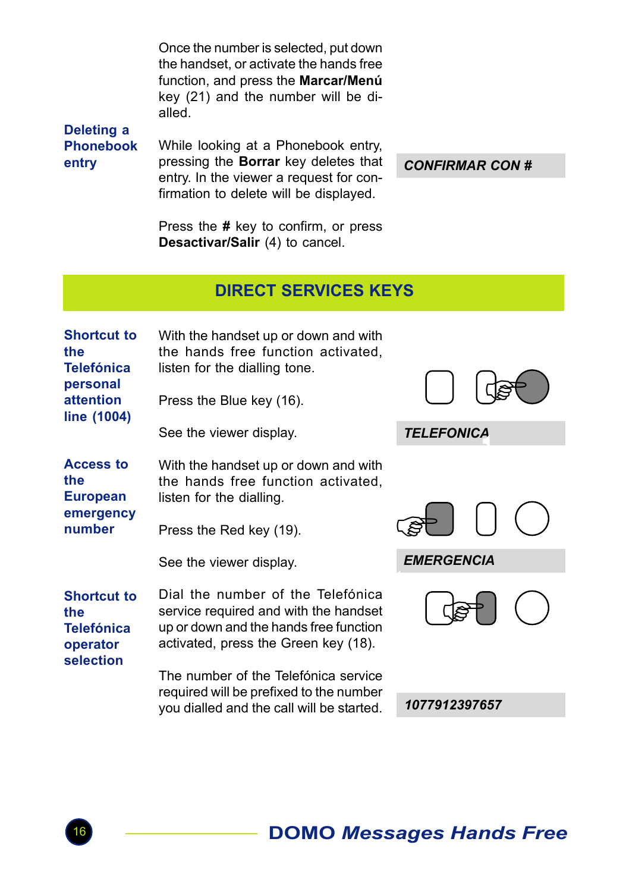Once the number is selected, put down the handset, or activate the hands free function, and press the **Marcar/Menú** key (21) and the number will be dialled.

**Deleting a Phonebook entry**

While looking at a Phonebook entry, pressing the **Borrar** key deletes that entry. In the viewer a request for confirmation to delete will be displayed.

*CONFIRMAR CON #*

Press the **#** key to confirm, or press **Desactivar/Salir** (4) to cancel.

## DIRECT SERVICES KEYS

**Shortcut to the Telefónica personal attention line (1004)**

With the handset up or down and with the hands free function activated, listen for the dialling tone.

Press the Blue key (16).

See the viewer display.

*TELEFONICA*

**Access to the European emergency number**

With the handset up or down and with the hands free function activated, listen for the dialling.

Press the Red key (19).

See the viewer display.

*EMERGENCIA*

**Shortcut to the Telefónica operator selection**

Dial the number of the Telefónica service required and with the handset up or down and the hands free function activated, press the Green key (18).

The number of the Telefónica service required will be prefixed to the number you dialled and the call will be started.

*1077912397657*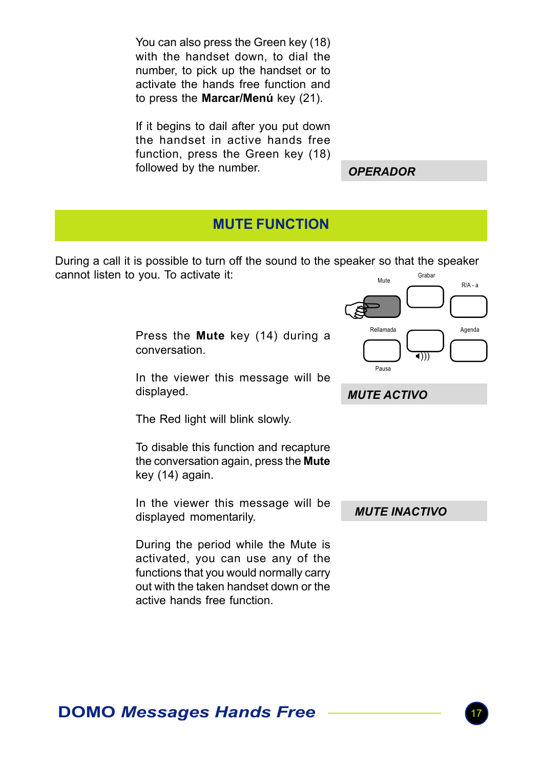You can also press the Green key (18) with the handset down, to dial the number, to pick up the handset or to activate the hands free function and to press the **Marcar/Menú** key (21).

If it begins to dail after you put down the handset in active hands free function, press the Green key (18) followed by the number.

***OPERADOR***

## MUTE FUNCTION

During a call it is possible to turn off the sound to the speaker so that the speaker cannot listen to you. To activate it:

Mute Grabar R/A - a

Rellamada Agenda

Pausa

Press the **Mute** key (14) during a conversation.

In the viewer this message will be displayed.

***MUTE ACTIVO***

The Red light will blink slowly.

To disable this function and recapture the conversation again, press the **Mute** key (14) again.

In the viewer this message will be displayed momentarily.

***MUTE INACTIVO***

During the period while the Mute is activated, you can use any of the functions that you would normally carry out with the taken handset down or the active hands free function.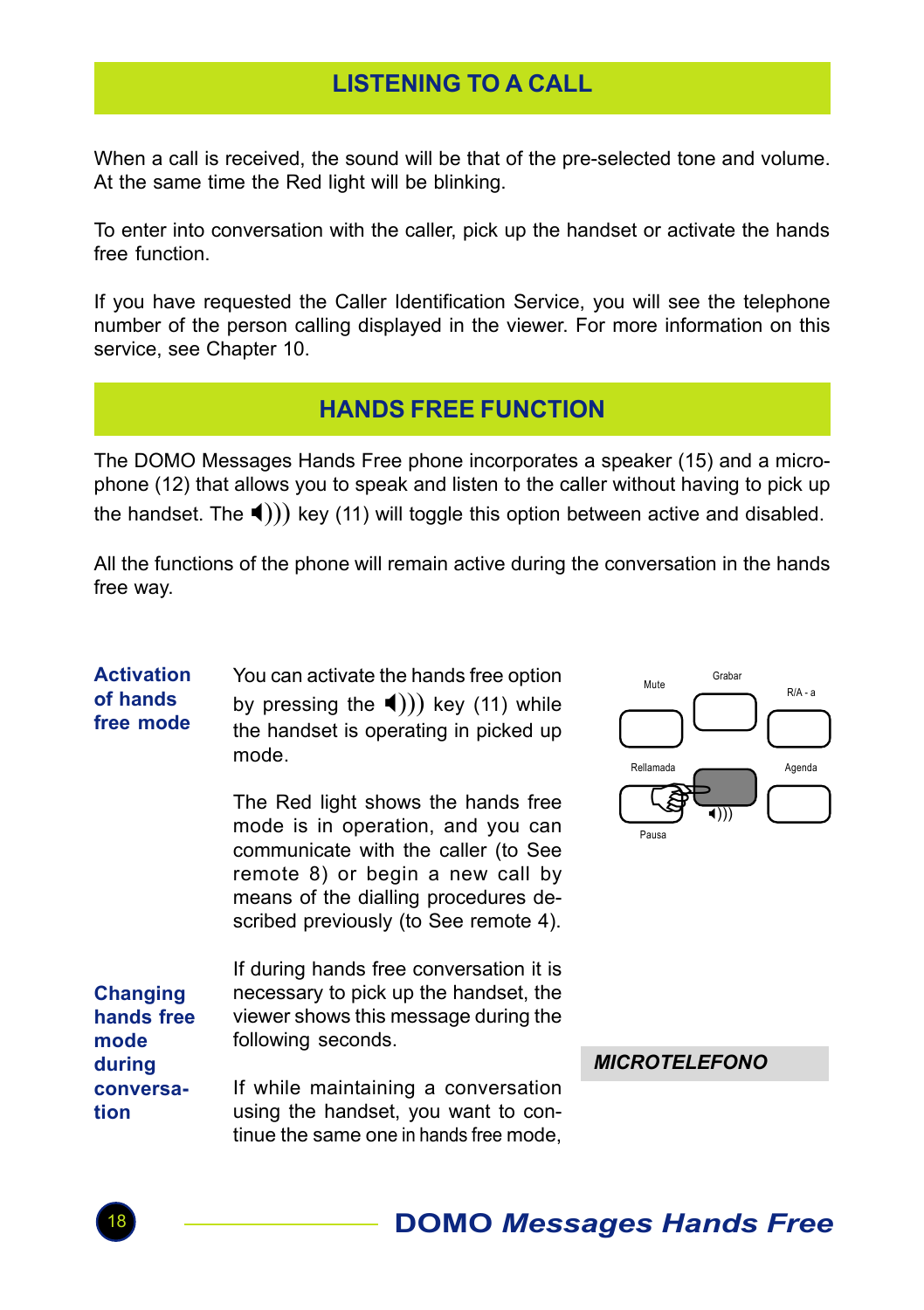## LISTENING TO A CALL

When a call is received, the sound will be that of the pre-selected tone and volume. At the same time the Red light will be blinking.

To enter into conversation with the caller, pick up the handset or activate the hands free function.

If you have requested the Caller Identification Service, you will see the telephone number of the person calling displayed in the viewer. For more information on this service, see Chapter 10.

## HANDS FREE FUNCTION

The DOMO Messages Hands Free phone incorporates a speaker (15) and a microphone (12) that allows you to speak and listen to the caller without having to pick up the handset. The ◀))) key (11) will toggle this option between active and disabled.

All the functions of the phone will remain active during the conversation in the hands free way.

### Activation of hands free mode

You can activate the hands free option by pressing the ◀))) key (11) while the handset is operating in picked up mode.

The Red light shows the hands free mode is in operation, and you can communicate with the caller (to See remote 8) or begin a new call by means of the dialling procedures described previously (to See remote 4).

Mute | Grabar | R/A - a | Rellamada | Agenda | Pausa | ◀)))

### Changing hands free mode during conversation

If during hands free conversation it is necessary to pick up the handset, the viewer shows this message during the following seconds.

**_MICROTELEFONO_**

If while maintaining a conversation using the handset, you want to continue the same one in hands free mode,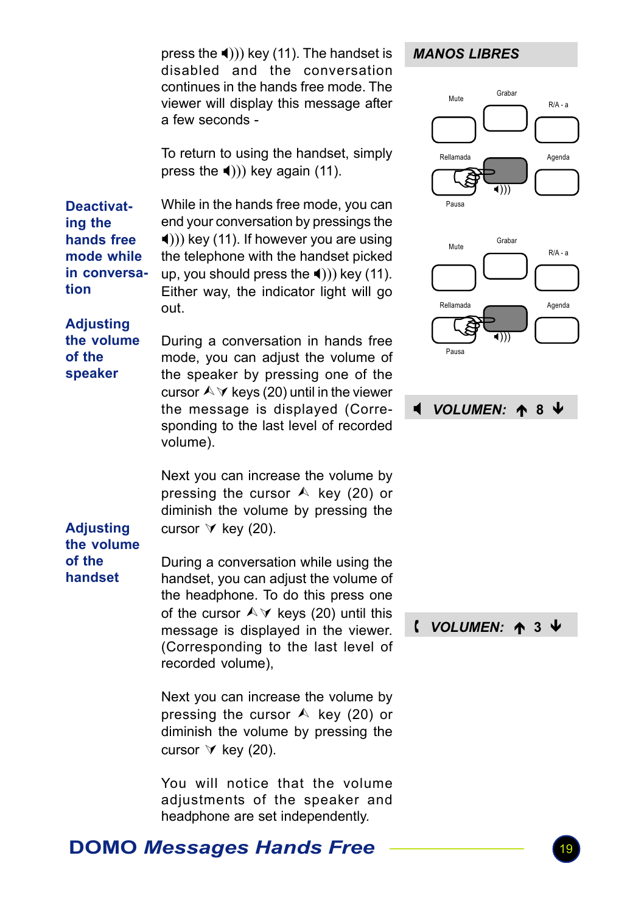press the 🔈))) key (11). The handset is disabled and the conversation continues in the hands free mode. The viewer will display this message after a few seconds -

To return to using the handset, simply press the 🔈))) key again (11).

**MANOS LIBRES**

Mute Grabar R/A - a

Rellamada Agenda

Pausa

### Deactivating the hands free mode while in conversation

While in the hands free mode, you can end your conversation by pressings the 🔈))) key (11). If however you are using the telephone with the handset picked up, you should press the 🔈))) key (11). Either way, the indicator light will go out.

Mute Grabar R/A - a

Rellamada Agenda

Pausa

### Adjusting the volume of the speaker

During a conversation in hands free mode, you can adjust the volume of the speaker by pressing one of the cursor ⮝⮟ keys (20) until in the viewer the message is displayed (Corresponding to the last level of recorded volume).

**🔈 VOLUMEN: ↑ 8 ↓**

Next you can increase the volume by pressing the cursor ⮝ key (20) or diminish the volume by pressing the cursor ⮟ key (20).

### Adjusting the volume of the handset

During a conversation while using the handset, you can adjust the volume of the headphone. To do this press one of the cursor ⮝⮟ keys (20) until this message is displayed in the viewer. (Corresponding to the last level of recorded volume),

**( VOLUMEN: ↑ 3 ↓**

Next you can increase the volume by pressing the cursor ⮝ key (20) or diminish the volume by pressing the cursor ⮟ key (20).

You will notice that the volume adjustments of the speaker and headphone are set independently.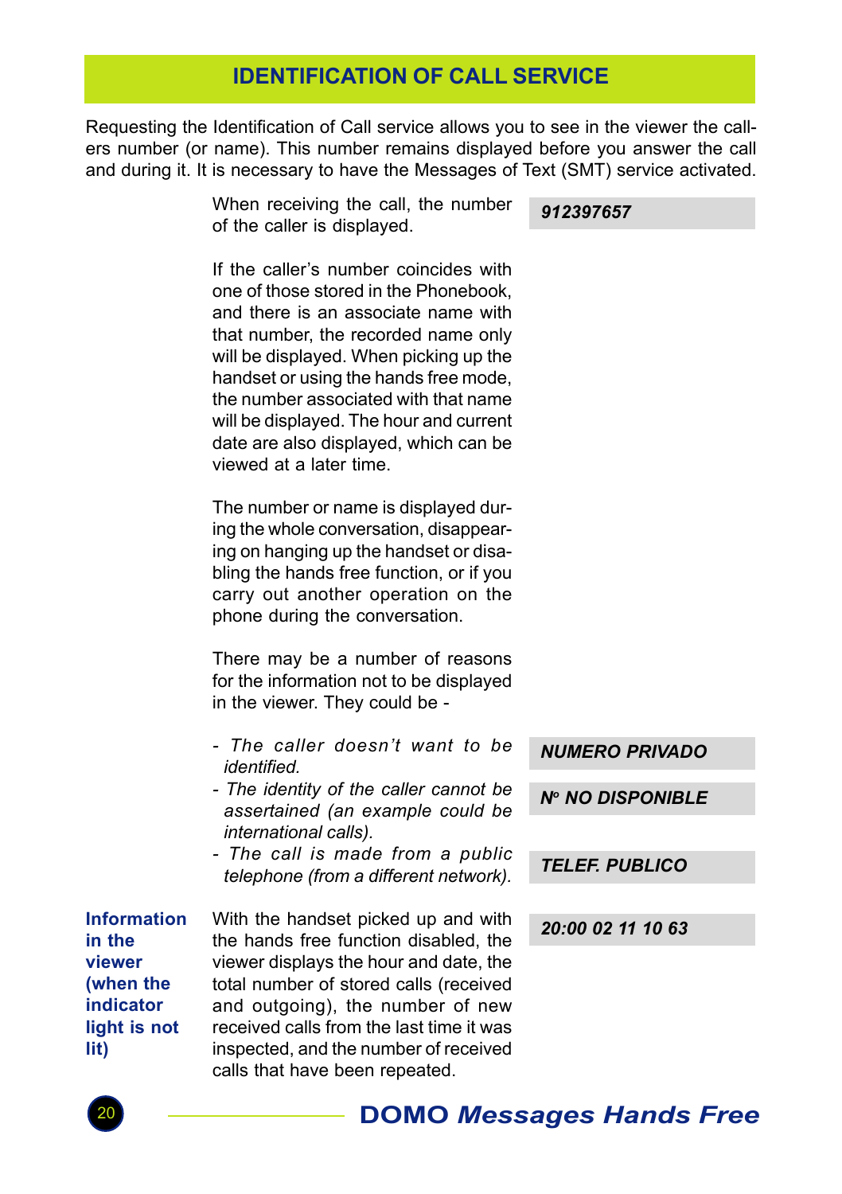## IDENTIFICATION OF CALL SERVICE

Requesting the Identification of Call service allows you to see in the viewer the callers number (or name). This number remains displayed before you answer the call and during it. It is necessary to have the Messages of Text (SMT) service activated.

When receiving the call, the number of the caller is displayed.

***912397657***

If the caller's number coincides with one of those stored in the Phonebook, and there is an associate name with that number, the recorded name only will be displayed. When picking up the handset or using the hands free mode, the number associated with that name will be displayed. The hour and current date are also displayed, which can be viewed at a later time.

The number or name is displayed during the whole conversation, disappearing on hanging up the handset or disabling the hands free function, or if you carry out another operation on the phone during the conversation.

There may be a number of reasons for the information not to be displayed in the viewer. They could be -

- *The caller doesn't want to be identified.* — ***NUMERO PRIVADO***
- *The identity of the caller cannot be assertained (an example could be international calls).* — ***Nº NO DISPONIBLE***
- *The call is made from a public telephone (from a different network).* — ***TELEF. PUBLICO***

**Information in the viewer (when the indicator light is not lit)**

With the handset picked up and with the hands free function disabled, the viewer displays the hour and date, the total number of stored calls (received and outgoing), the number of new received calls from the last time it was inspected, and the number of received calls that have been repeated.

***20:00 02 11 10 63***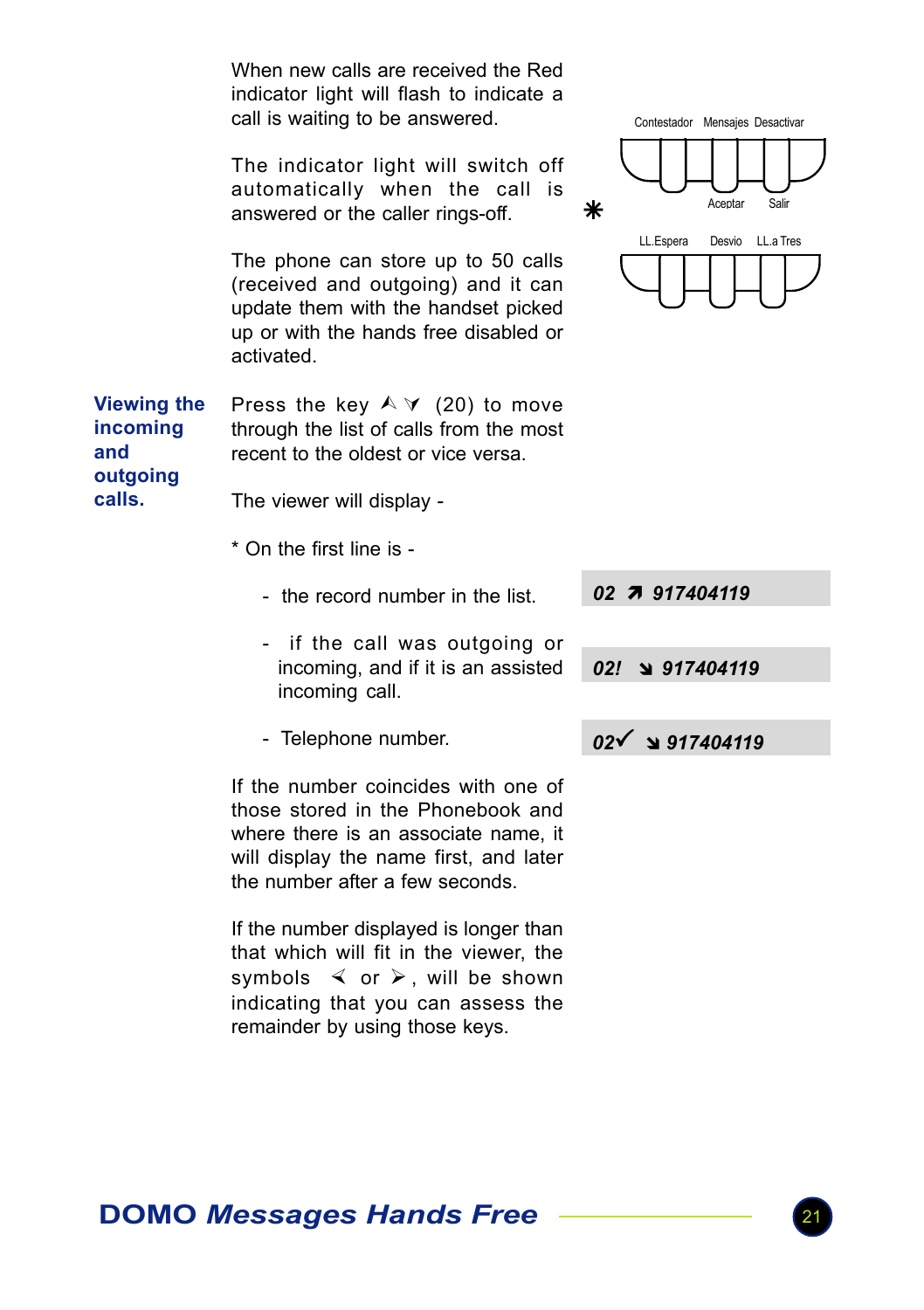When new calls are received the Red indicator light will flash to indicate a call is waiting to be answered.

The indicator light will switch off automatically when the call is answered or the caller rings-off.

The phone can store up to 50 calls (received and outgoing) and it can update them with the handset picked up or with the hands free disabled or activated.

Contestador Mensajes Desactivar

Aceptar Salir

✱

LL.Espera Desvio LL.a Tres

## Viewing the incoming and outgoing calls.

Press the key ⮝ ⮟ (20) to move through the list of calls from the most recent to the oldest or vice versa.

The viewer will display -

* On the first line is -

- the record number in the list.
- if the call was outgoing or incoming, and if it is an assisted incoming call.
- Telephone number.

**02 ↗ 917404119**

**02! ↘ 917404119**

**02✓ ↘ 917404119**

If the number coincides with one of those stored in the Phonebook and where there is an associate name, it will display the name first, and later the number after a few seconds.

If the number displayed is longer than that which will fit in the viewer, the symbols ≺ or ≻, will be shown indicating that you can assess the remainder by using those keys.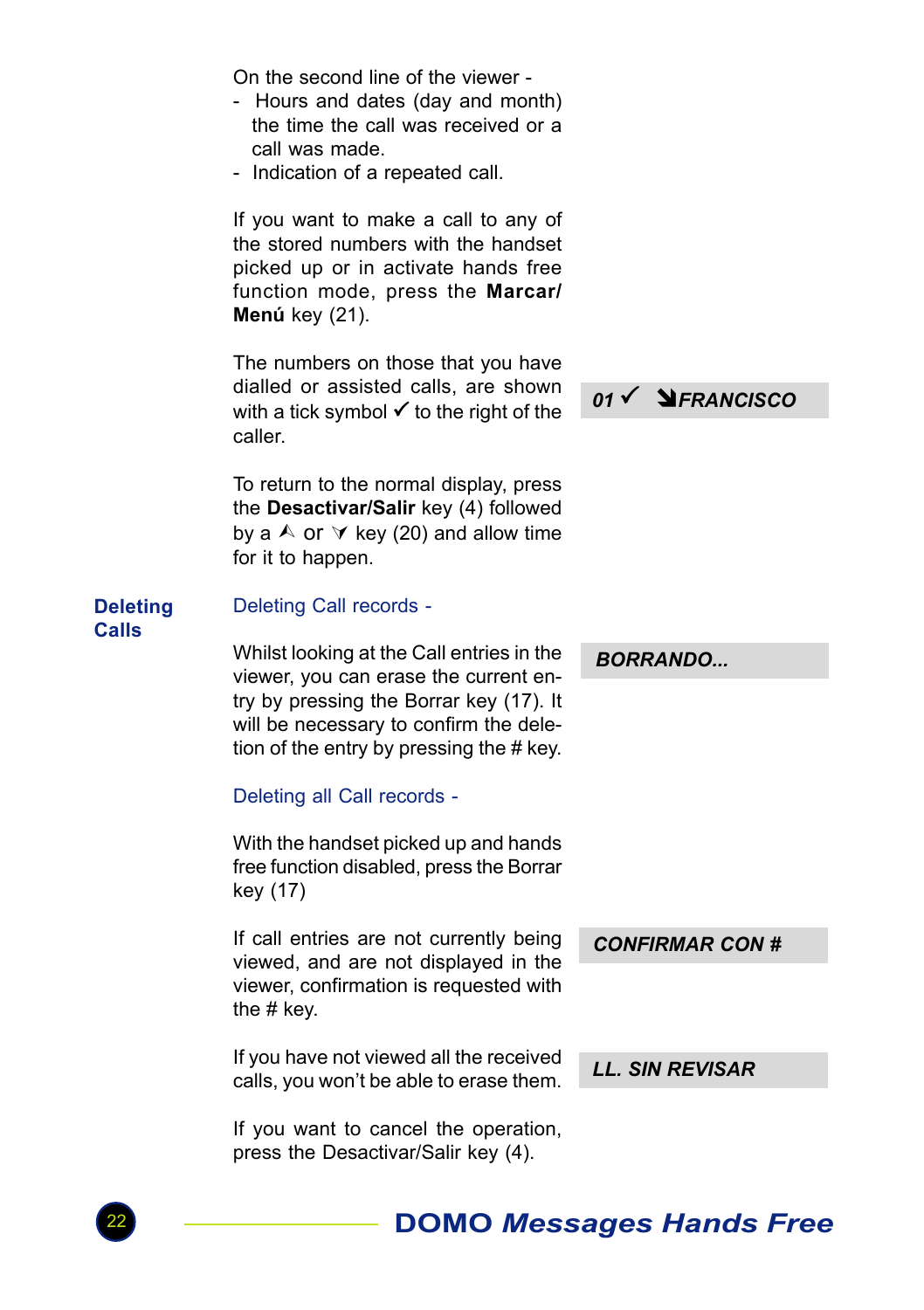On the second line of the viewer -

- Hours and dates (day and month) the time the call was received or a call was made.
- Indication of a repeated call.

If you want to make a call to any of the stored numbers with the handset picked up or in activate hands free function mode, press the **Marcar/ Menú** key (21).

The numbers on those that you have dialled or assisted calls, are shown with a tick symbol ✓ to the right of the caller.

***01 ✓ ↘FRANCISCO***

To return to the normal display, press the **Desactivar/Salir** key (4) followed by a ⮝ or ⮟ key (20) and allow time for it to happen.

## Deleting Calls

### Deleting Call records -

Whilst looking at the Call entries in the viewer, you can erase the current entry by pressing the Borrar key (17). It will be necessary to confirm the deletion of the entry by pressing the # key.

***BORRANDO...***

### Deleting all Call records -

With the handset picked up and hands free function disabled, press the Borrar key (17)

If call entries are not currently being viewed, and are not displayed in the viewer, confirmation is requested with the # key.

***CONFIRMAR CON #***

If you have not viewed all the received calls, you won't be able to erase them.

***LL. SIN REVISAR***

If you want to cancel the operation, press the Desactivar/Salir key (4).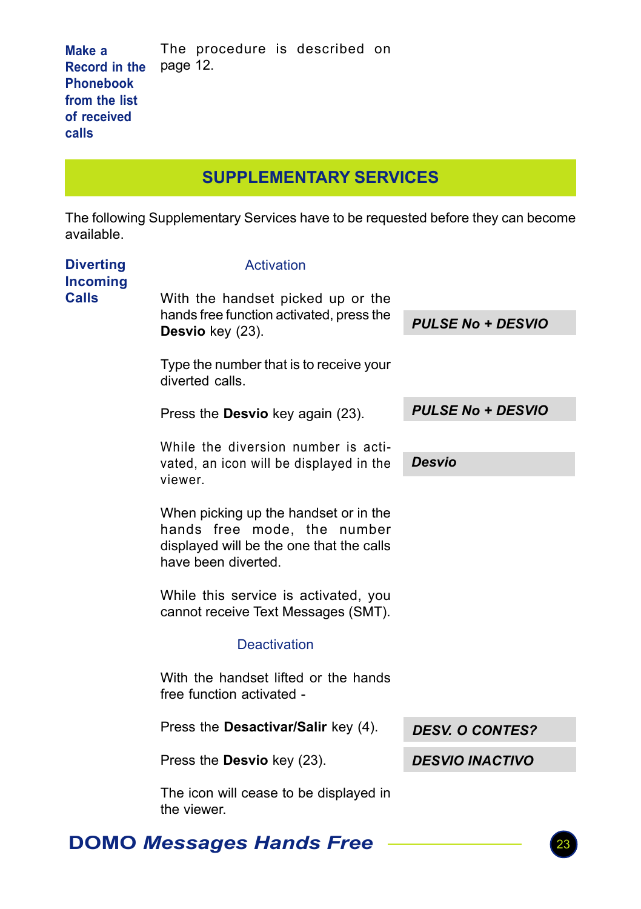**Make a Record in the Phonebook from the list of received calls**

The procedure is described on page 12.

## SUPPLEMENTARY SERVICES

The following Supplementary Services have to be requested before they can become available.

### Diverting Incoming Calls

#### Activation

With the handset picked up or the hands free function activated, press the **Desvio** key (23).

***PULSE No + DESVIO***

Type the number that is to receive your diverted calls.

Press the **Desvio** key again (23).

***PULSE No + DESVIO***

While the diversion number is activated, an icon will be displayed in the viewer.

***Desvio***

When picking up the handset or in the hands free mode, the number displayed will be the one that the calls have been diverted.

While this service is activated, you cannot receive Text Messages (SMT).

#### Deactivation

With the handset lifted or the hands free function activated -

Press the **Desactivar/Salir** key (4).

***DESV. O CONTES?***

Press the **Desvio** key (23).

***DESVIO INACTIVO***

The icon will cease to be displayed in the viewer.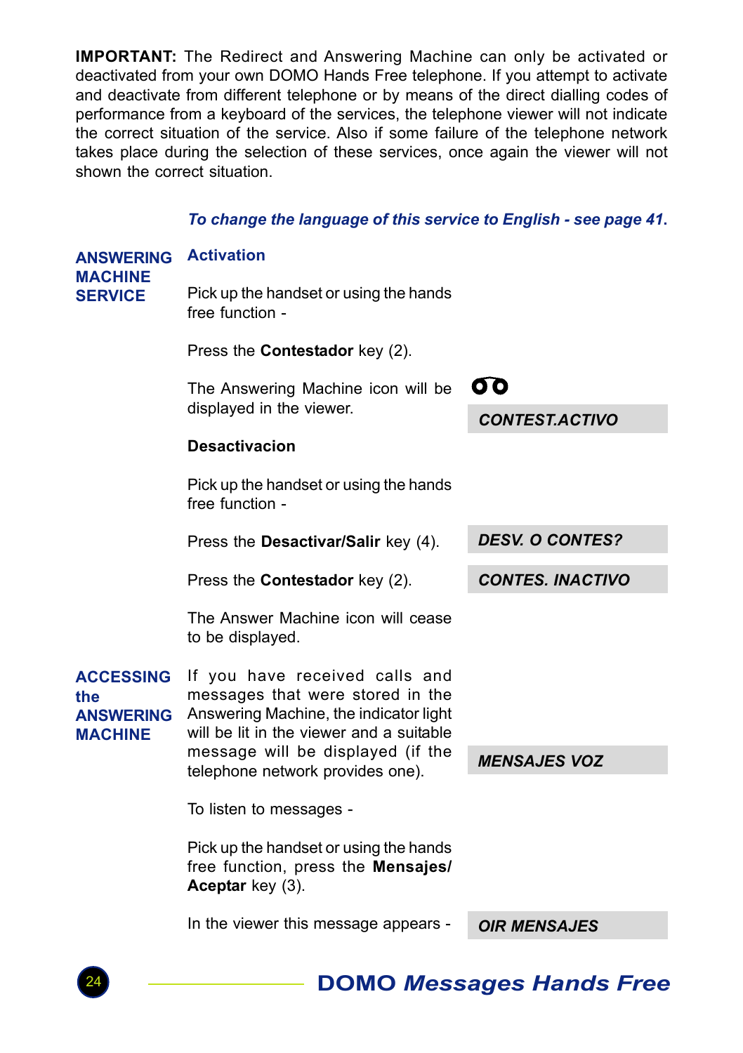**IMPORTANT:** The Redirect and Answering Machine can only be activated or deactivated from your own DOMO Hands Free telephone. If you attempt to activate and deactivate from different telephone or by means of the direct dialling codes of performance from a keyboard of the services, the telephone viewer will not indicate the correct situation of the service. Also if some failure of the telephone network takes place during the selection of these services, once again the viewer will not shown the correct situation.

***To change the language of this service to English - see page 41.***

## ANSWERING MACHINE SERVICE

### Activation

Pick up the handset or using the hands free function -

Press the **Contestador** key (2).

The Answering Machine icon will be displayed in the viewer.

*CONTEST.ACTIVO*

### Desactivacion

Pick up the handset or using the hands free function -

Press the **Desactivar/Salir** key (4).

*DESV. O CONTES?*

Press the **Contestador** key (2).

*CONTES. INACTIVO*

The Answer Machine icon will cease to be displayed.

## ACCESSING the ANSWERING MACHINE

If you have received calls and messages that were stored in the Answering Machine, the indicator light will be lit in the viewer and a suitable message will be displayed (if the telephone network provides one).

*MENSAJES VOZ*

To listen to messages -

Pick up the handset or using the hands free function, press the **Mensajes/ Aceptar** key (3).

In the viewer this message appears -

*OIR MENSAJES*

**DOMO *Messages Hands Free***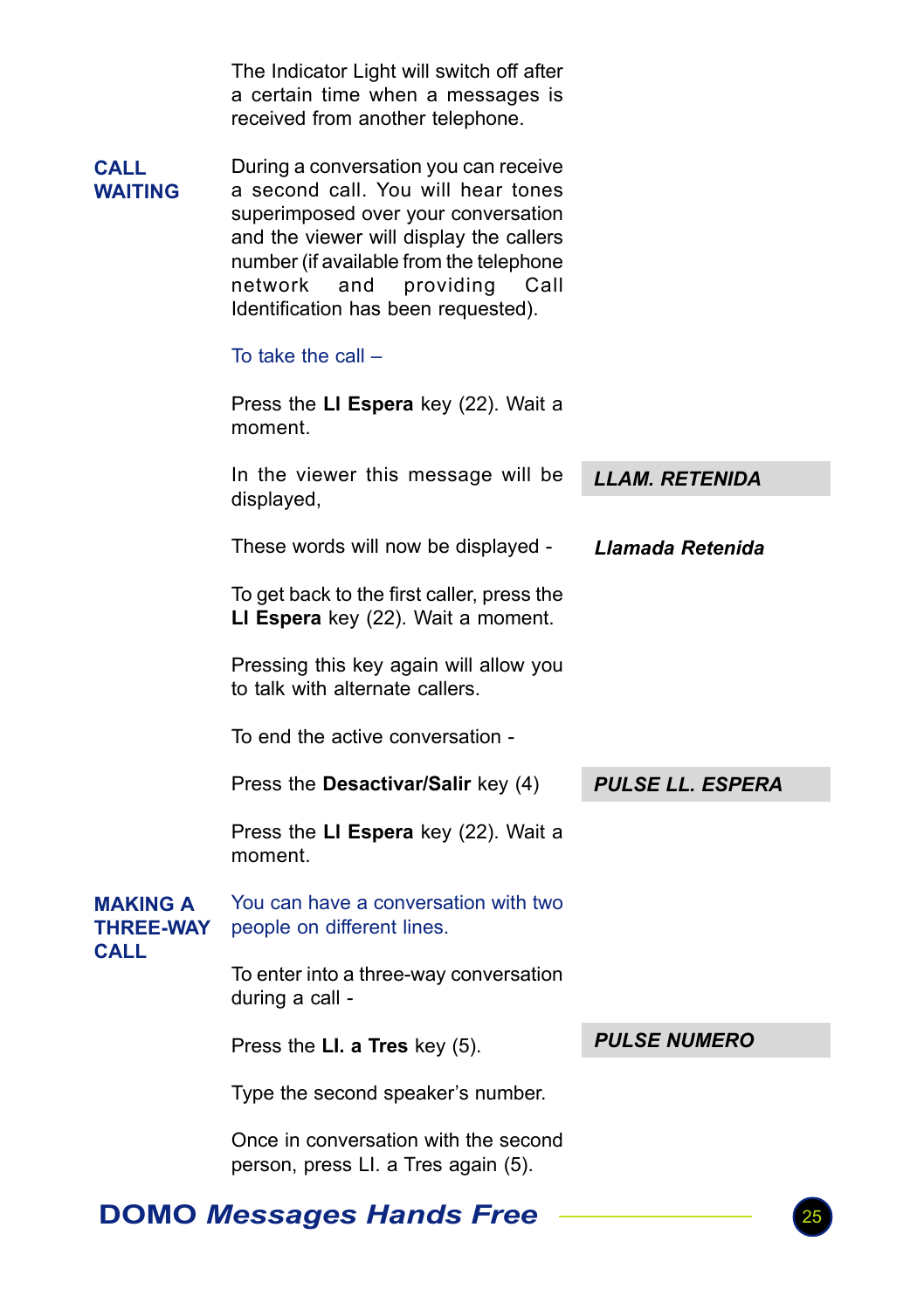The Indicator Light will switch off after a certain time when a messages is received from another telephone.

## CALL WAITING

During a conversation you can receive a second call. You will hear tones superimposed over your conversation and the viewer will display the callers number (if available from the telephone network and providing Call Identification has been requested).

To take the call –

Press the **Ll Espera** key (22). Wait a moment.

In the viewer this message will be displayed,

***LLAM. RETENIDA***

These words will now be displayed -

***Llamada Retenida***

To get back to the first caller, press the **Ll Espera** key (22). Wait a moment.

Pressing this key again will allow you to talk with alternate callers.

To end the active conversation -

Press the **Desactivar/Salir** key (4)

***PULSE LL. ESPERA***

Press the **Ll Espera** key (22). Wait a moment.

## MAKING A THREE-WAY CALL

You can have a conversation with two people on different lines.

To enter into a three-way conversation during a call -

Press the **Ll. a Tres** key (5).

***PULSE NUMERO***

Type the second speaker's number.

Once in conversation with the second person, press Ll. a Tres again (5).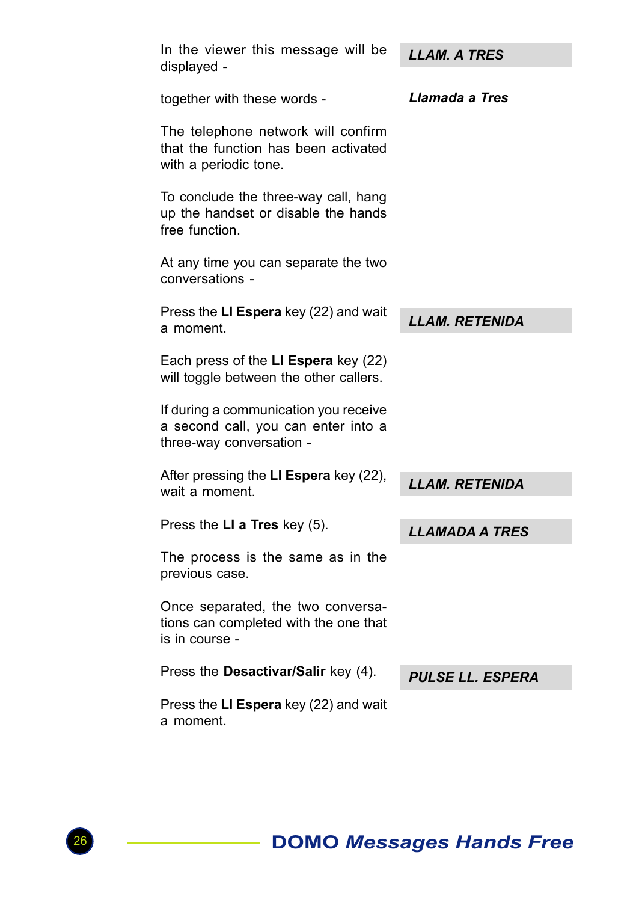In the viewer this message will be displayed -

***LLAM. A TRES***

together with these words -

***Llamada a Tres***

The telephone network will confirm that the function has been activated with a periodic tone.

To conclude the three-way call, hang up the handset or disable the hands free function.

At any time you can separate the two conversations -

Press the **Ll Espera** key (22) and wait a moment.

***LLAM. RETENIDA***

Each press of the **Ll Espera** key (22) will toggle between the other callers.

If during a communication you receive a second call, you can enter into a three-way conversation -

After pressing the **Ll Espera** key (22), wait a moment.

***LLAM. RETENIDA***

Press the **Ll a Tres** key (5).

***LLAMADA A TRES***

The process is the same as in the previous case.

Once separated, the two conversations can completed with the one that is in course -

Press the **Desactivar/Salir** key (4).

***PULSE LL. ESPERA***

Press the **Ll Espera** key (22) and wait a moment.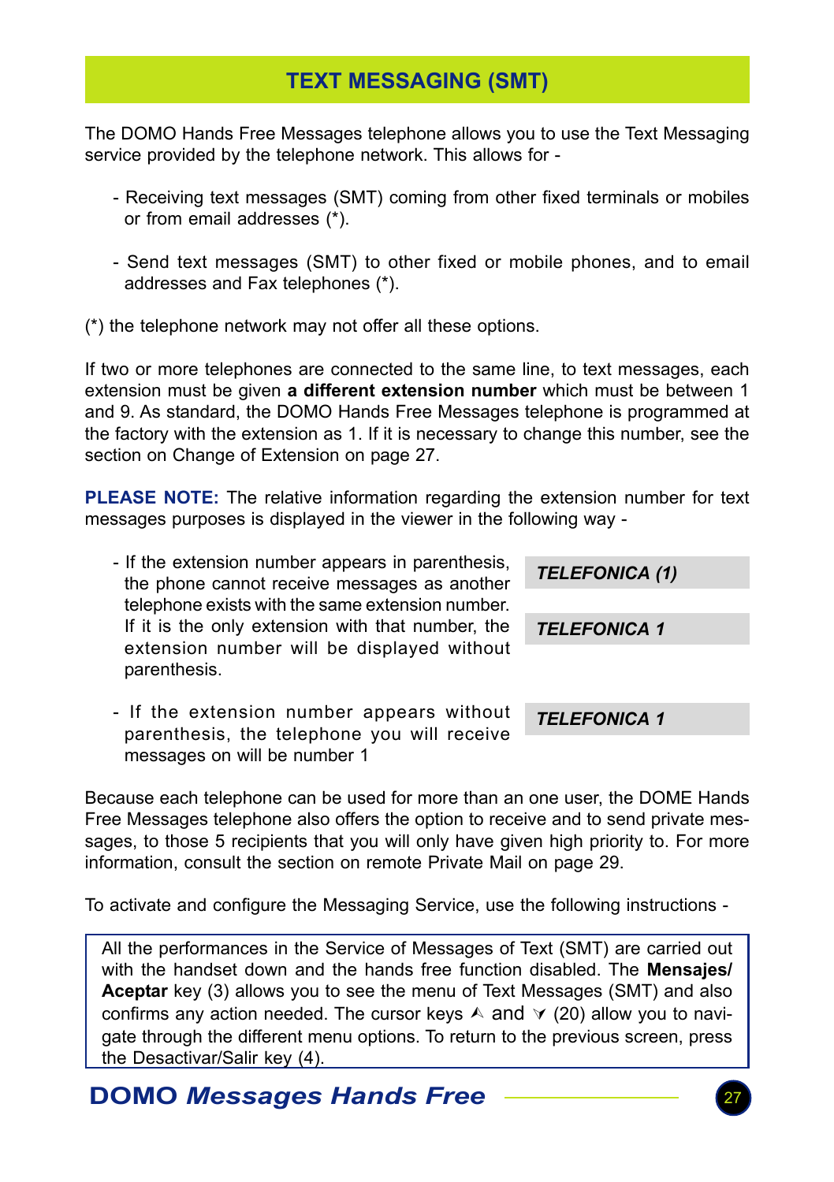# TEXT MESSAGING (SMT)

The DOMO Hands Free Messages telephone allows you to use the Text Messaging service provided by the telephone network. This allows for -

- Receiving text messages (SMT) coming from other fixed terminals or mobiles or from email addresses (*).

- Send text messages (SMT) to other fixed or mobile phones, and to email addresses and Fax telephones (*).

(*) the telephone network may not offer all these options.

If two or more telephones are connected to the same line, to text messages, each extension must be given **a different extension number** which must be between 1 and 9. As standard, the DOMO Hands Free Messages telephone is programmed at the factory with the extension as 1. If it is necessary to change this number, see the section on Change of Extension on page 27.

**PLEASE NOTE:** The relative information regarding the extension number for text messages purposes is displayed in the viewer in the following way -

- If the extension number appears in parenthesis, the phone cannot receive messages as another telephone exists with the same extension number. If it is the only extension with that number, the extension number will be displayed without parenthesis.

  ***TELEFONICA (1)***

  ***TELEFONICA 1***

- If the extension number appears without parenthesis, the telephone you will receive messages on will be number 1

  ***TELEFONICA 1***

Because each telephone can be used for more than an one user, the DOME Hands Free Messages telephone also offers the option to receive and to send private messages, to those 5 recipients that you will only have given high priority to. For more information, consult the section on remote Private Mail on page 29.

To activate and configure the Messaging Service, use the following instructions -

> All the performances in the Service of Messages of Text (SMT) are carried out with the handset down and the hands free function disabled. The **Mensajes/ Aceptar** key (3) allows you to see the menu of Text Messages (SMT) and also confirms any action needed. The cursor keys ⮝ and ⮟ (20) allow you to navigate through the different menu options. To return to the previous screen, press the Desactivar/Salir key (4).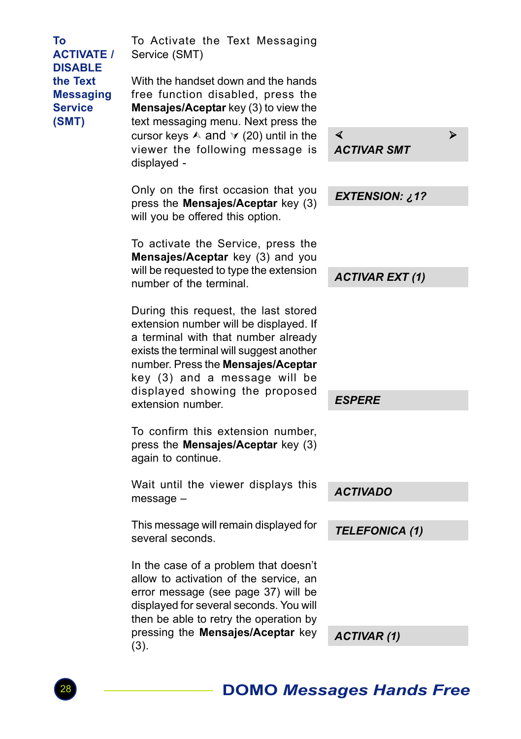## To ACTIVATE / DISABLE the Text Messaging Service (SMT)

To Activate the Text Messaging Service (SMT)

With the handset down and the hands free function disabled, press the **Mensajes/Aceptar** key (3) to view the text messaging menu. Next press the cursor keys ⋏ and ⋎ (20) until in the viewer the following message is displayed -

> ◄ ►
> ***ACTIVAR SMT***

Only on the first occasion that you press the **Mensajes/Aceptar** key (3) will you be offered this option.

> ***EXTENSION: ¿1?***

To activate the Service, press the **Mensajes/Aceptar** key (3) and you will be requested to type the extension number of the terminal.

> ***ACTIVAR EXT (1)***

During this request, the last stored extension number will be displayed. If a terminal with that number already exists the terminal will suggest another number. Press the **Mensajes/Aceptar** key (3) and a message will be displayed showing the proposed extension number.

> ***ESPERE***

To confirm this extension number, press the **Mensajes/Aceptar** key (3) again to continue.

Wait until the viewer displays this message –

> ***ACTIVADO***

This message will remain displayed for several seconds.

> ***TELEFONICA (1)***

In the case of a problem that doesn't allow to activation of the service, an error message (see page 37) will be displayed for several seconds. You will then be able to retry the operation by pressing the **Mensajes/Aceptar** key (3).

> ***ACTIVAR (1)***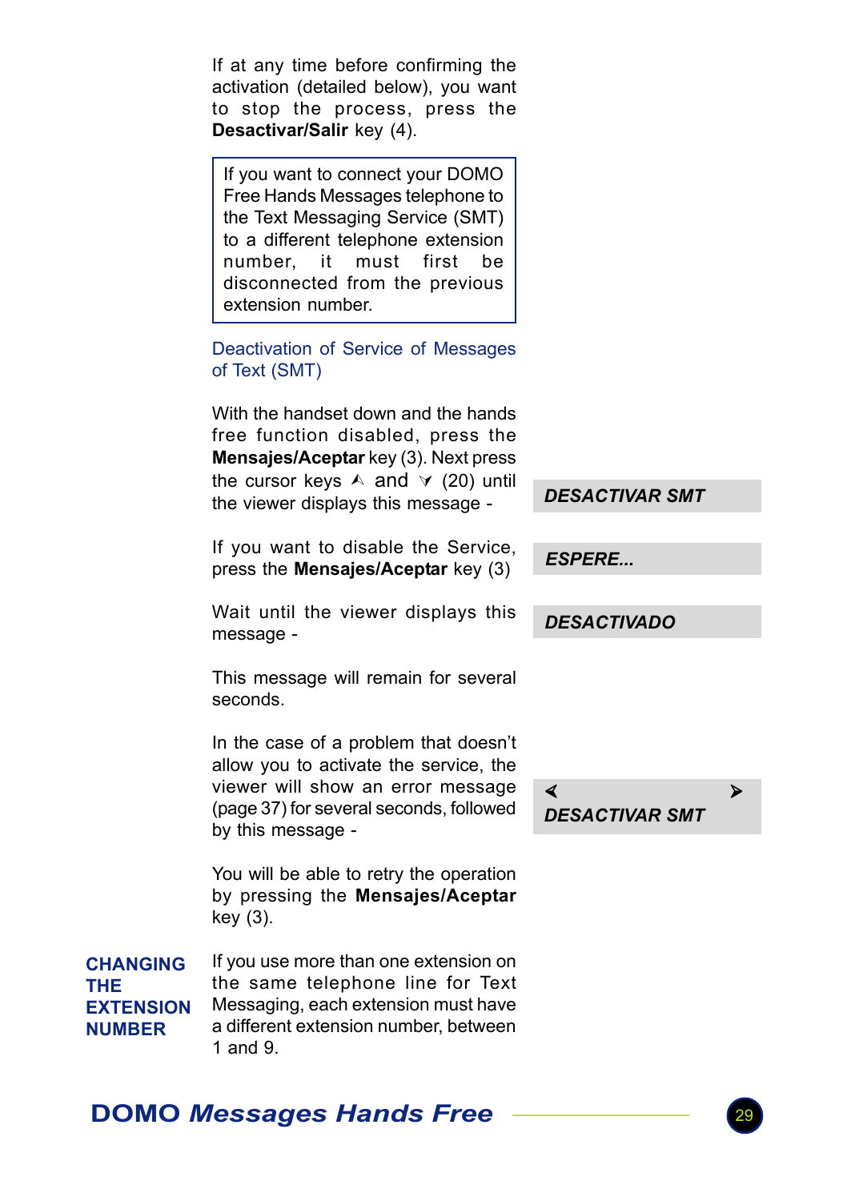If at any time before confirming the activation (detailed below), you want to stop the process, press the **Desactivar/Salir** key (4).

> If you want to connect your DOMO Free Hands Messages telephone to the Text Messaging Service (SMT) to a different telephone extension number, it must first be disconnected from the previous extension number.

### Deactivation of Service of Messages of Text (SMT)

With the handset down and the hands free function disabled, press the **Mensajes/Aceptar** key (3). Next press the cursor keys ⋏ and ⋎ (20) until the viewer displays this message -

***DESACTIVAR SMT***

If you want to disable the Service, press the **Mensajes/Aceptar** key (3)

***ESPERE...***

Wait until the viewer displays this message -

***DESACTIVADO***

This message will remain for several seconds.

In the case of a problem that doesn't allow you to activate the service, the viewer will show an error message (page 37) for several seconds, followed by this message -

**<** **>**
***DESACTIVAR SMT***

You will be able to retry the operation by pressing the **Mensajes/Aceptar** key (3).

## CHANGING THE EXTENSION NUMBER

If you use more than one extension on the same telephone line for Text Messaging, each extension must have a different extension number, between 1 and 9.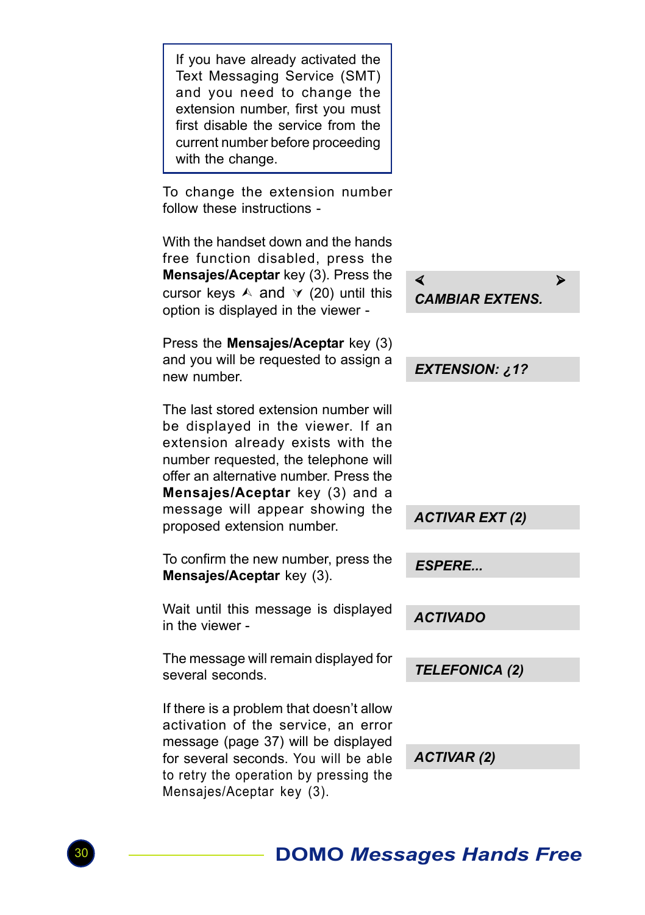> If you have already activated the Text Messaging Service (SMT) and you need to change the extension number, first you must first disable the service from the current number before proceeding with the change.

To change the extension number follow these instructions -

With the handset down and the hands free function disabled, press the **Mensajes/Aceptar** key (3). Press the cursor keys ⮝ and ⮟ (20) until this option is displayed in the viewer -

*< > CAMBIAR EXTENS.*

Press the **Mensajes/Aceptar** key (3) and you will be requested to assign a new number.

*EXTENSION: ¿1?*

The last stored extension number will be displayed in the viewer. If an extension already exists with the number requested, the telephone will offer an alternative number. Press the **Mensajes/Aceptar** key (3) and a message will appear showing the proposed extension number.

*ACTIVAR EXT (2)*

To confirm the new number, press the **Mensajes/Aceptar** key (3).

*ESPERE...*

Wait until this message is displayed in the viewer -

*ACTIVADO*

The message will remain displayed for several seconds.

*TELEFONICA (2)*

If there is a problem that doesn't allow activation of the service, an error message (page 37) will be displayed for several seconds. You will be able to retry the operation by pressing the Mensajes/Aceptar key (3).

*ACTIVAR (2)*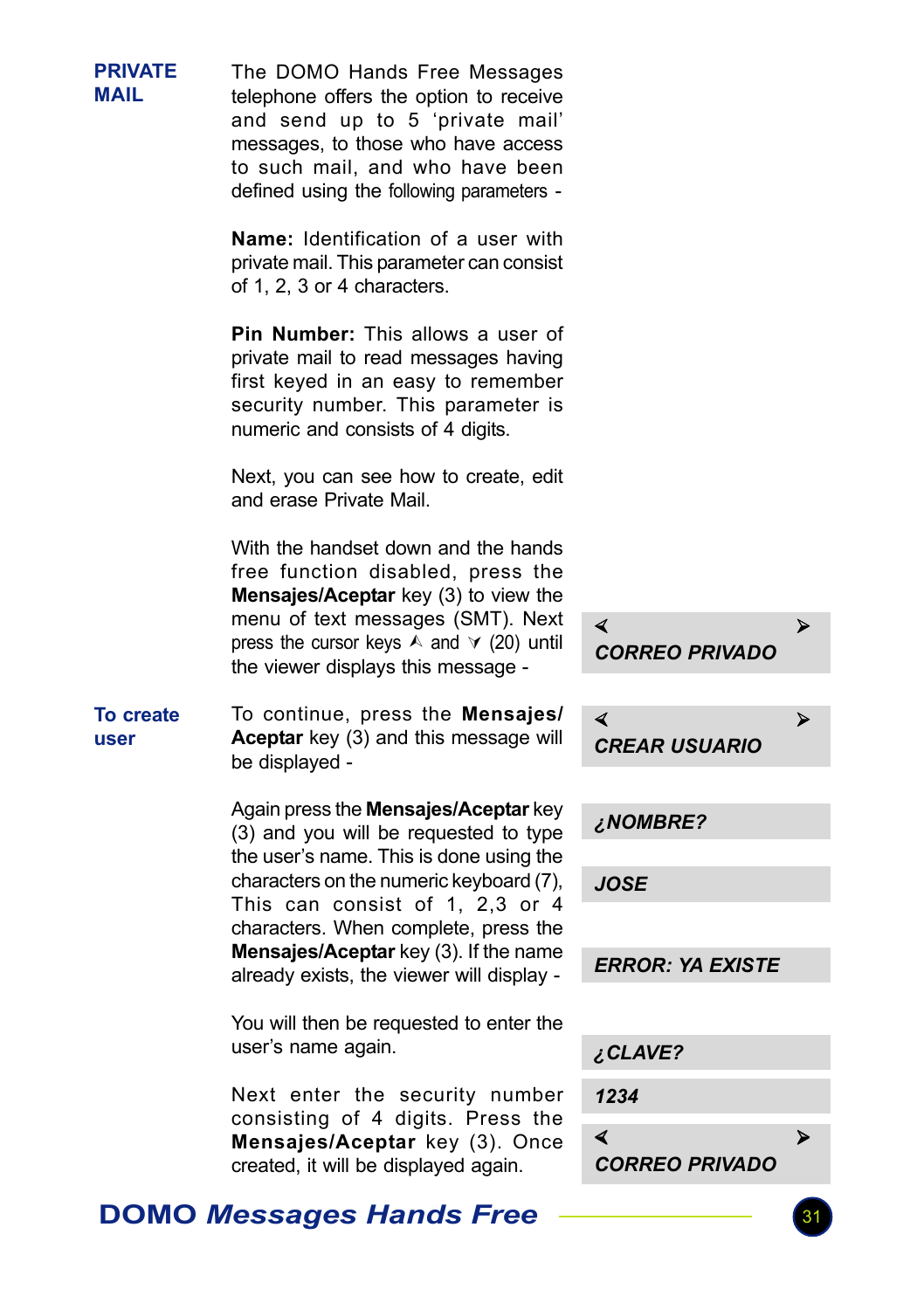## PRIVATE MAIL

The DOMO Hands Free Messages telephone offers the option to receive and send up to 5 'private mail' messages, to those who have access to such mail, and who have been defined using the following parameters -

**Name:** Identification of a user with private mail. This parameter can consist of 1, 2, 3 or 4 characters.

**Pin Number:** This allows a user of private mail to read messages having first keyed in an easy to remember security number. This parameter is numeric and consists of 4 digits.

Next, you can see how to create, edit and erase Private Mail.

With the handset down and the hands free function disabled, press the **Mensajes/Aceptar** key (3) to view the menu of text messages (SMT). Next press the cursor keys ⮝ and ⮟ (20) until the viewer displays this message -

*◄ ► CORREO PRIVADO*

### To create user

To continue, press the **Mensajes/ Aceptar** key (3) and this message will be displayed -

*◄ ► CREAR USUARIO*

Again press the **Mensajes/Aceptar** key (3) and you will be requested to type the user's name. This is done using the characters on the numeric keyboard (7), This can consist of 1, 2,3 or 4 characters. When complete, press the **Mensajes/Aceptar** key (3). If the name already exists, the viewer will display -

*¿NOMBRE?*

*JOSE*

*ERROR: YA EXISTE*

You will then be requested to enter the user's name again.

Next enter the security number consisting of 4 digits. Press the **Mensajes/Aceptar** key (3). Once created, it will be displayed again.

*¿CLAVE?*

*1234*

*◄ ► CORREO PRIVADO*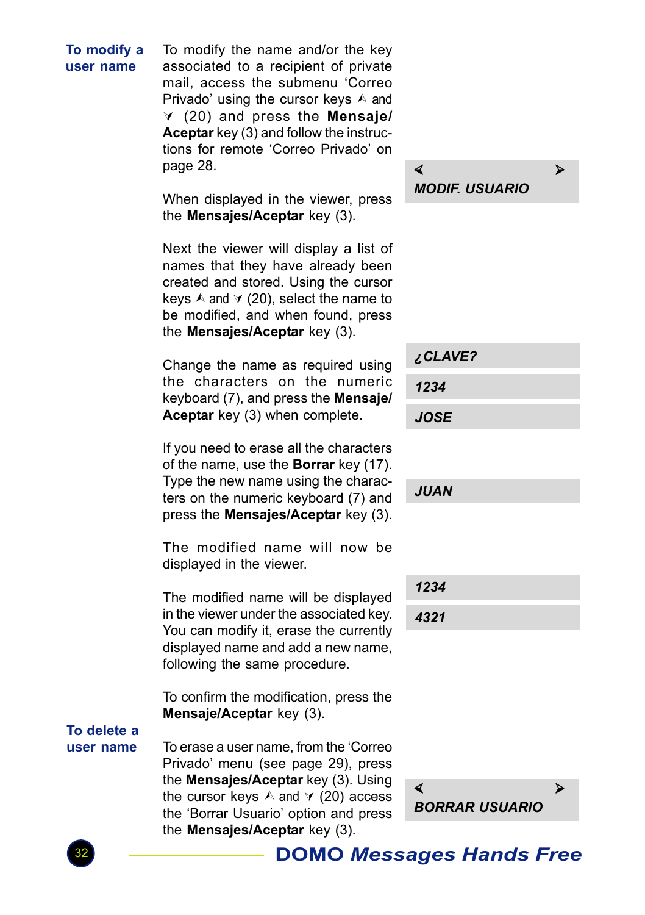## To modify a user name

To modify the name and/or the key associated to a recipient of private mail, access the submenu ‘Correo Privado’ using the cursor keys ⮝ and ⮟ (20) and press the **Mensaje/ Aceptar** key (3) and follow the instructions for remote ‘Correo Privado’ on page 28.

*< > MODIF. USUARIO*

When displayed in the viewer, press the **Mensajes/Aceptar** key (3).

Next the viewer will display a list of names that they have already been created and stored. Using the cursor keys ⮝ and ⮟ (20), select the name to be modified, and when found, press the **Mensajes/Aceptar** key (3).

*¿CLAVE?*

*1234*

*JOSE*

Change the name as required using the characters on the numeric keyboard (7), and press the **Mensaje/ Aceptar** key (3) when complete.

If you need to erase all the characters of the name, use the **Borrar** key (17). Type the new name using the characters on the numeric keyboard (7) and press the **Mensajes/Aceptar** key (3).

*JUAN*

The modified name will now be displayed in the viewer.

*1234*

*4321*

The modified name will be displayed in the viewer under the associated key. You can modify it, erase the currently displayed name and add a new name, following the same procedure.

To confirm the modification, press the **Mensaje/Aceptar** key (3).

## To delete a user name

To erase a user name, from the ‘Correo Privado’ menu (see page 29), press the **Mensajes/Aceptar** key (3). Using the cursor keys ⮝ and ⮟ (20) access the ‘Borrar Usuario’ option and press the **Mensajes/Aceptar** key (3).

*< > BORRAR USUARIO*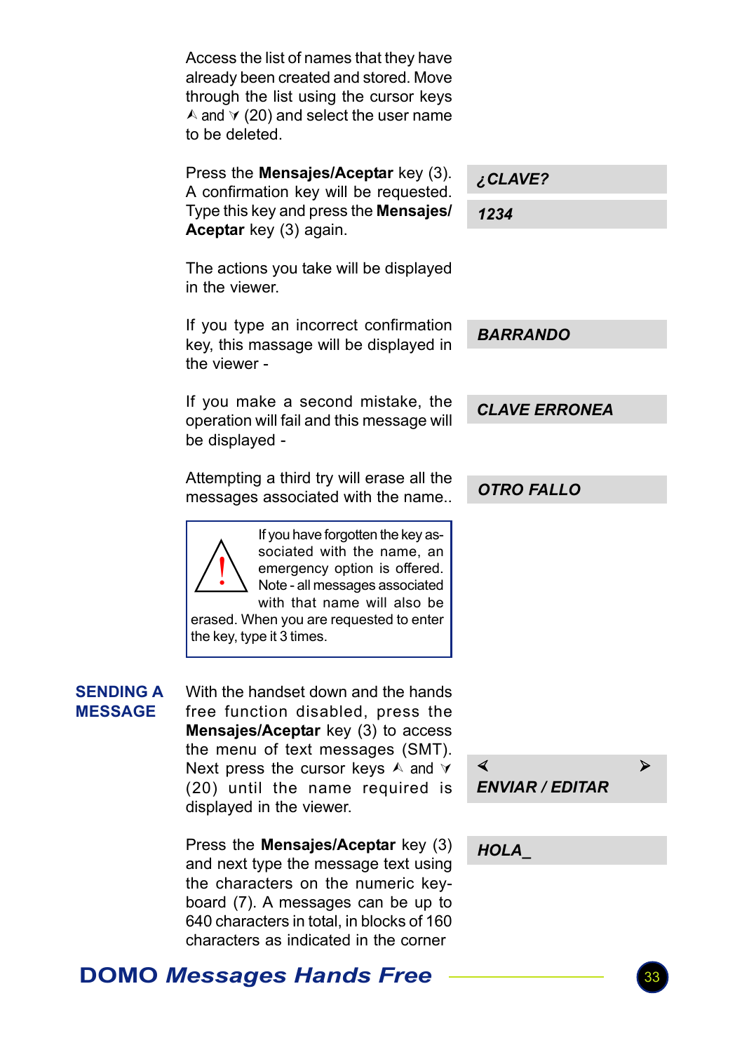Access the list of names that they have already been created and stored. Move through the list using the cursor keys ⋀ and ⋎ (20) and select the user name to be deleted.

Press the **Mensajes/Aceptar** key (3). A confirmation key will be requested. Type this key and press the **Mensajes/ Aceptar** key (3) again.

***¿CLAVE?***

***1234***

The actions you take will be displayed in the viewer.

If you type an incorrect confirmation key, this massage will be displayed in the viewer -

***BARRANDO***

If you make a second mistake, the operation will fail and this message will be displayed -

***CLAVE ERRONEA***

Attempting a third try will erase all the messages associated with the name..

***OTRO FALLO***

> ⚠ If you have forgotten the key associated with the name, an emergency option is offered. Note - all messages associated with that name will also be erased. When you are requested to enter the key, type it 3 times.

## SENDING A MESSAGE

With the handset down and the hands free function disabled, press the **Mensajes/Aceptar** key (3) to access the menu of text messages (SMT). Next press the cursor keys ⋀ and ⋎ (20) until the name required is displayed in the viewer.

***< >***
***ENVIAR / EDITAR***

Press the **Mensajes/Aceptar** key (3) and next type the message text using the characters on the numeric keyboard (7). A messages can be up to 640 characters in total, in blocks of 160 characters as indicated in the corner

***HOLA_***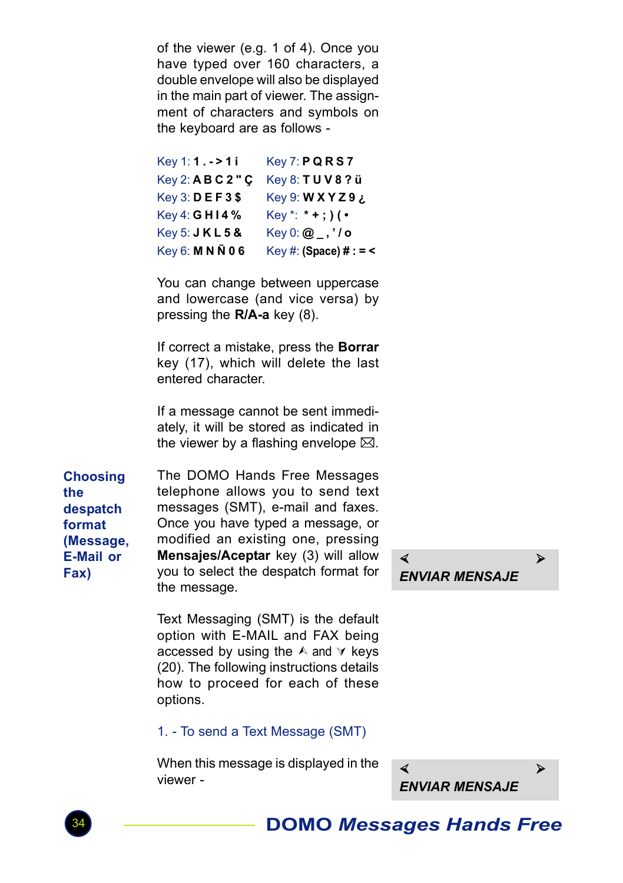of the viewer (e.g. 1 of 4). Once you have typed over 160 characters, a double envelope will also be displayed in the main part of viewer. The assignment of characters and symbols on the keyboard are as follows -

| | |
|---|---|
| Key 1: **1 . - > 1 i** | Key 7: **P Q R S 7** |
| Key 2: **A B C 2 " Ç** | Key 8: **T U V 8 ? ü** |
| Key 3: **D E F 3 $** | Key 9: **W X Y Z 9 ¿** |
| Key 4: **G H I 4 %** | Key *: **\* + ; ) ( •** |
| Key 5: **J K L 5 &** | Key 0: **@ _ , ' / o** |
| Key 6: **M N Ñ 0 6** | Key #: **(Space) # : = <** |

You can change between uppercase and lowercase (and vice versa) by pressing the **R/A-a** key (8).

If correct a mistake, press the **Borrar** key (17), which will delete the last entered character.

If a message cannot be sent immediately, it will be stored as indicated in the viewer by a flashing envelope ⌧.

### Choosing the despatch format (Message, E-Mail or Fax)

The DOMO Hands Free Messages telephone allows you to send text messages (SMT), e-mail and faxes. Once you have typed a message, or modified an existing one, pressing **Mensajes/Aceptar** key (3) will allow you to select the despatch format for the message.

*ENVIAR MENSAJE*

Text Messaging (SMT) is the default option with E-MAIL and FAX being accessed by using the ⋏ and ⋎ keys (20). The following instructions details how to proceed for each of these options.

1. - To send a Text Message (SMT)

When this message is displayed in the viewer -

*ENVIAR MENSAJE*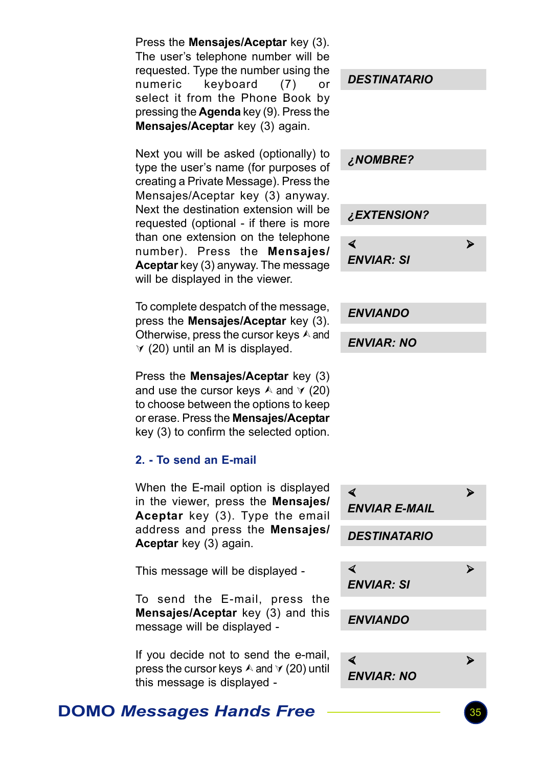Press the **Mensajes/Aceptar** key (3). The user's telephone number will be requested. Type the number using the numeric keyboard (7) or select it from the Phone Book by pressing the **Agenda** key (9). Press the **Mensajes/Aceptar** key (3) again.

***DESTINATARIO***

Next you will be asked (optionally) to type the user's name (for purposes of creating a Private Message). Press the Mensajes/Aceptar key (3) anyway. Next the destination extension will be requested (optional - if there is more than one extension on the telephone number). Press the **Mensajes/ Aceptar** key (3) anyway. The message will be displayed in the viewer.

***¿NOMBRE?***

***¿EXTENSION?***

***ENVIAR: SI***

To complete despatch of the message, press the **Mensajes/Aceptar** key (3). Otherwise, press the cursor keys ⋏ and ⋎ (20) until an M is displayed.

***ENVIANDO***

***ENVIAR: NO***

Press the **Mensajes/Aceptar** key (3) and use the cursor keys ⋏ and ⋎ (20) to choose between the options to keep or erase. Press the **Mensajes/Aceptar** key (3) to confirm the selected option.

## 2. - To send an E-mail

When the E-mail option is displayed in the viewer, press the **Mensajes/ Aceptar** key (3). Type the email address and press the **Mensajes/ Aceptar** key (3) again.

***ENVIAR E-MAIL***

***DESTINATARIO***

This message will be displayed -

***ENVIAR: SI***

To send the E-mail, press the **Mensajes/Aceptar** key (3) and this message will be displayed -

***ENVIANDO***

If you decide not to send the e-mail, press the cursor keys ⋏ and ⋎ (20) until this message is displayed -

***ENVIAR: NO***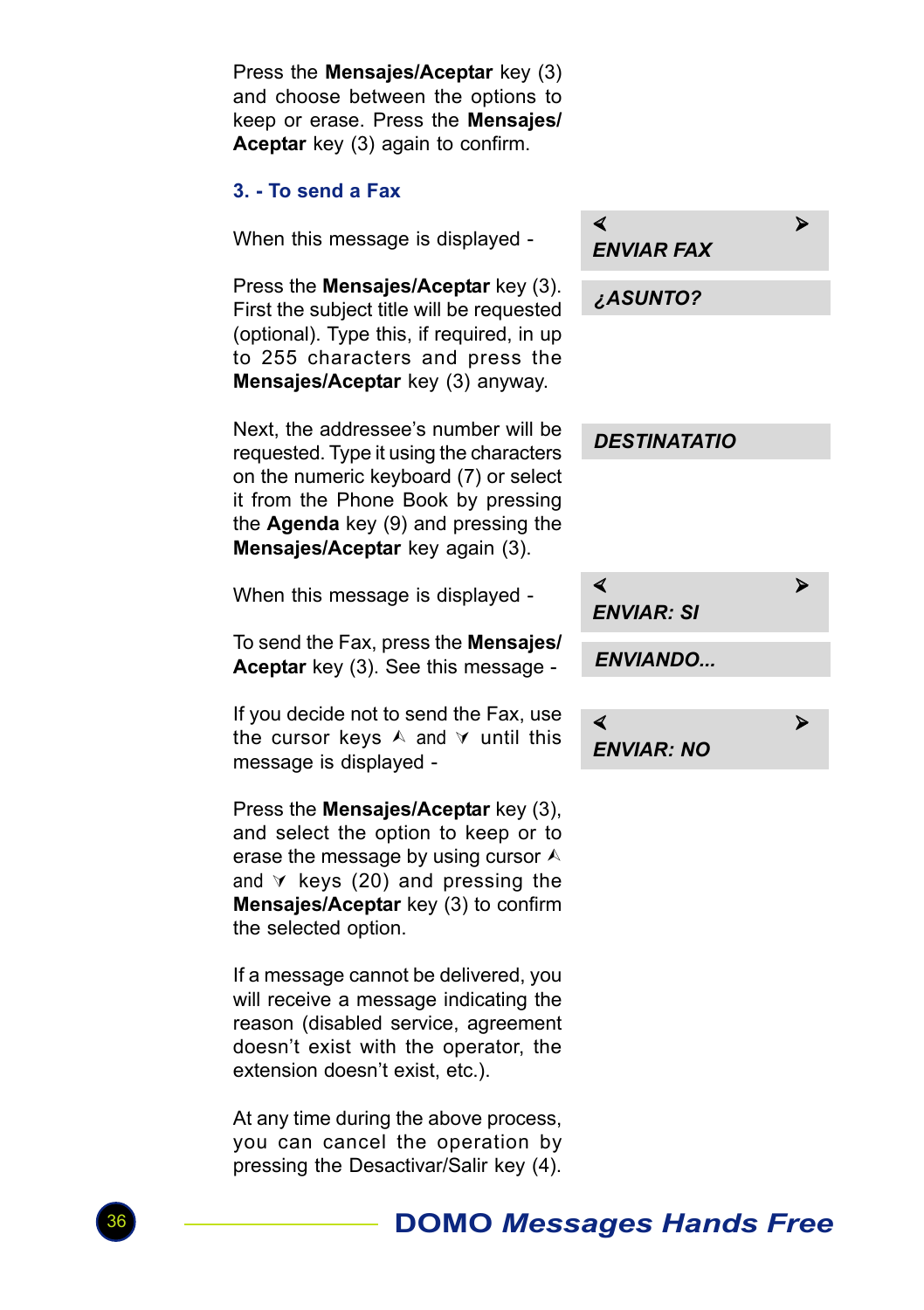Press the **Mensajes/Aceptar** key (3) and choose between the options to keep or erase. Press the **Mensajes/ Aceptar** key (3) again to confirm.

### 3. - To send a Fax

When this message is displayed -

**ENVIAR FAX**

Press the **Mensajes/Aceptar** key (3). First the subject title will be requested (optional). Type this, if required, in up to 255 characters and press the **Mensajes/Aceptar** key (3) anyway.

**¿ASUNTO?**

Next, the addressee's number will be requested. Type it using the characters on the numeric keyboard (7) or select it from the Phone Book by pressing the **Agenda** key (9) and pressing the **Mensajes/Aceptar** key again (3).

**DESTINATATIO**

When this message is displayed -

**ENVIAR: SI**

To send the Fax, press the **Mensajes/ Aceptar** key (3). See this message -

**ENVIANDO...**

If you decide not to send the Fax, use the cursor keys ⋀ and ⋁ until this message is displayed -

**ENVIAR: NO**

Press the **Mensajes/Aceptar** key (3), and select the option to keep or to erase the message by using cursor ⋀ and ⋁ keys (20) and pressing the **Mensajes/Aceptar** key (3) to confirm the selected option.

If a message cannot be delivered, you will receive a message indicating the reason (disabled service, agreement doesn't exist with the operator, the extension doesn't exist, etc.).

At any time during the above process, you can cancel the operation by pressing the Desactivar/Salir key (4).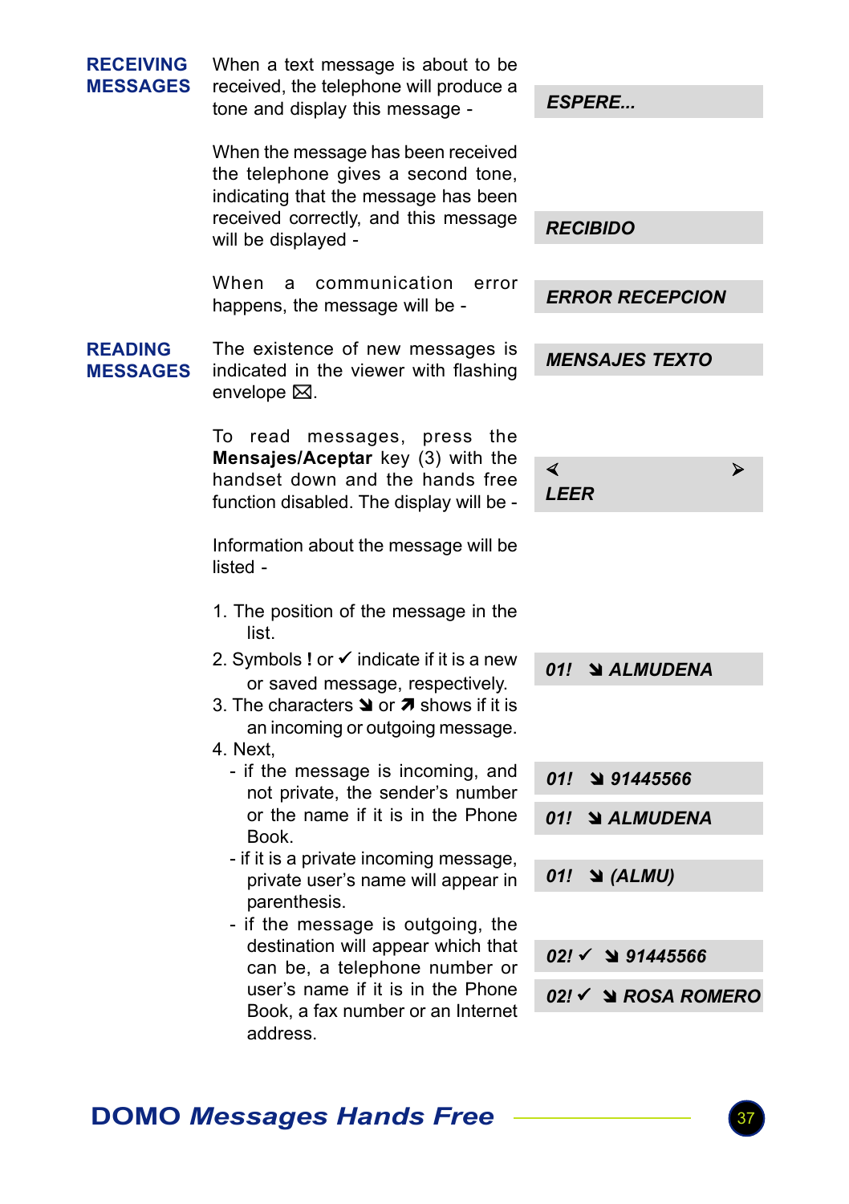## RECEIVING MESSAGES

When a text message is about to be received, the telephone will produce a tone and display this message -

**ESPERE...**

When the message has been received the telephone gives a second tone, indicating that the message has been received correctly, and this message will be displayed -

**RECIBIDO**

When a communication error happens, the message will be -

**ERROR RECEPCION**

## READING MESSAGES

The existence of new messages is indicated in the viewer with flashing envelope ⊠.

**MENSAJES TEXTO**

To read messages, press the **Mensajes/Aceptar** key (3) with the handset down and the hands free function disabled. The display will be -

**◄ ►**
**LEER**

Information about the message will be listed -

1. The position of the message in the list.
2. Symbols **!** or ✓ indicate if it is a new or saved message, respectively.
3. The characters ↘ or ↗ shows if it is an incoming or outgoing message.
4. Next,
   - if the message is incoming, and not private, the sender's number or the name if it is in the Phone Book.
   - if it is a private incoming message, private user's name will appear in parenthesis.
   - if the message is outgoing, the destination will appear which that can be, a telephone number or user's name if it is in the Phone Book, a fax number or an Internet address.

**01! ↘ ALMUDENA**

**01! ↘ 91445566**

**01! ↘ ALMUDENA**

**01! ↘ (ALMU)**

**02! ✓ ↘ 91445566**

**02! ✓ ↘ ROSA ROMERO**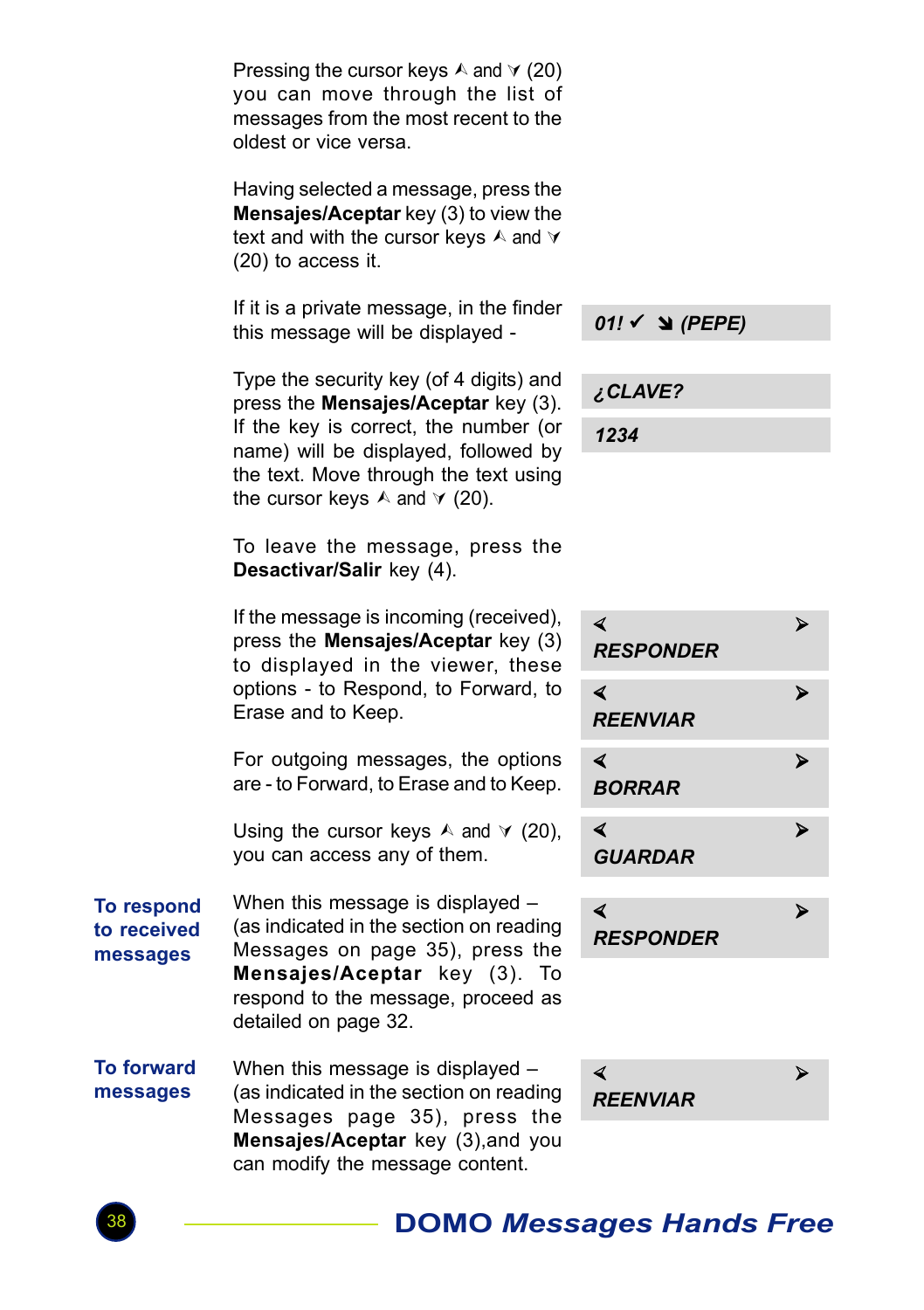Pressing the cursor keys ⋏ and ⋎ (20) you can move through the list of messages from the most recent to the oldest or vice versa.

Having selected a message, press the **Mensajes/Aceptar** key (3) to view the text and with the cursor keys ⋏ and ⋎ (20) to access it.

If it is a private message, in the finder this message will be displayed -

*01! ✓ ➘ (PEPE)*

Type the security key (of 4 digits) and press the **Mensajes/Aceptar** key (3). If the key is correct, the number (or name) will be displayed, followed by the text. Move through the text using the cursor keys ⋏ and ⋎ (20).

*¿CLAVE?*

*1234*

To leave the message, press the **Desactivar/Salir** key (4).

If the message is incoming (received), press the **Mensajes/Aceptar** key (3) to displayed in the viewer, these options - to Respond, to Forward, to Erase and to Keep.

*< > RESPONDER*

*< > REENVIAR*

*< > BORRAR*

*< > GUARDAR*

For outgoing messages, the options are - to Forward, to Erase and to Keep.

Using the cursor keys ⋏ and ⋎ (20), you can access any of them.

## To respond to received messages

When this message is displayed – (as indicated in the section on reading Messages on page 35), press the **Mensajes/Aceptar** key (3). To respond to the message, proceed as detailed on page 32.

*< > RESPONDER*

## To forward messages

When this message is displayed – (as indicated in the section on reading Messages page 35), press the **Mensajes/Aceptar** key (3),and you can modify the message content.

*< > REENVIAR*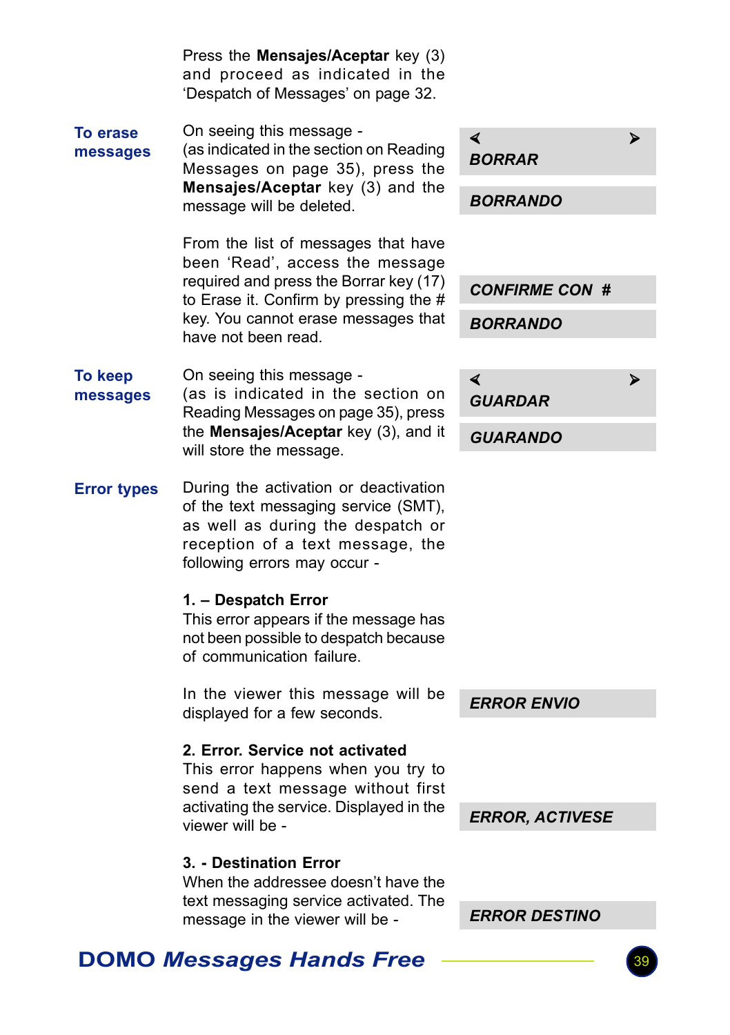Press the **Mensajes/Aceptar** key (3) and proceed as indicated in the 'Despatch of Messages' on page 32.

### To erase messages

On seeing this message - (as indicated in the section on Reading Messages on page 35), press the **Mensajes/Aceptar** key (3) and the message will be deleted.

> ◄ ►
> ***BORRAR***

> ***BORRANDO***

From the list of messages that have been 'Read', access the message required and press the Borrar key (17) to Erase it. Confirm by pressing the # key. You cannot erase messages that have not been read.

> ***CONFIRME CON #***

> ***BORRANDO***

### To keep messages

On seeing this message - (as is indicated in the section on Reading Messages on page 35), press the **Mensajes/Aceptar** key (3), and it will store the message.

> ◄ ►
> ***GUARDAR***

> ***GUARDANDO***

### Error types

During the activation or deactivation of the text messaging service (SMT), as well as during the despatch or reception of a text message, the following errors may occur -

**1. – Despatch Error**
This error appears if the message has not been possible to despatch because of communication failure.

In the viewer this message will be displayed for a few seconds.

> ***ERROR ENVIO***

**2. Error. Service not activated**
This error happens when you try to send a text message without first activating the service. Displayed in the viewer will be -

> ***ERROR, ACTIVESE***

**3. - Destination Error**
When the addressee doesn't have the text messaging service activated. The message in the viewer will be -

> ***ERROR DESTINO***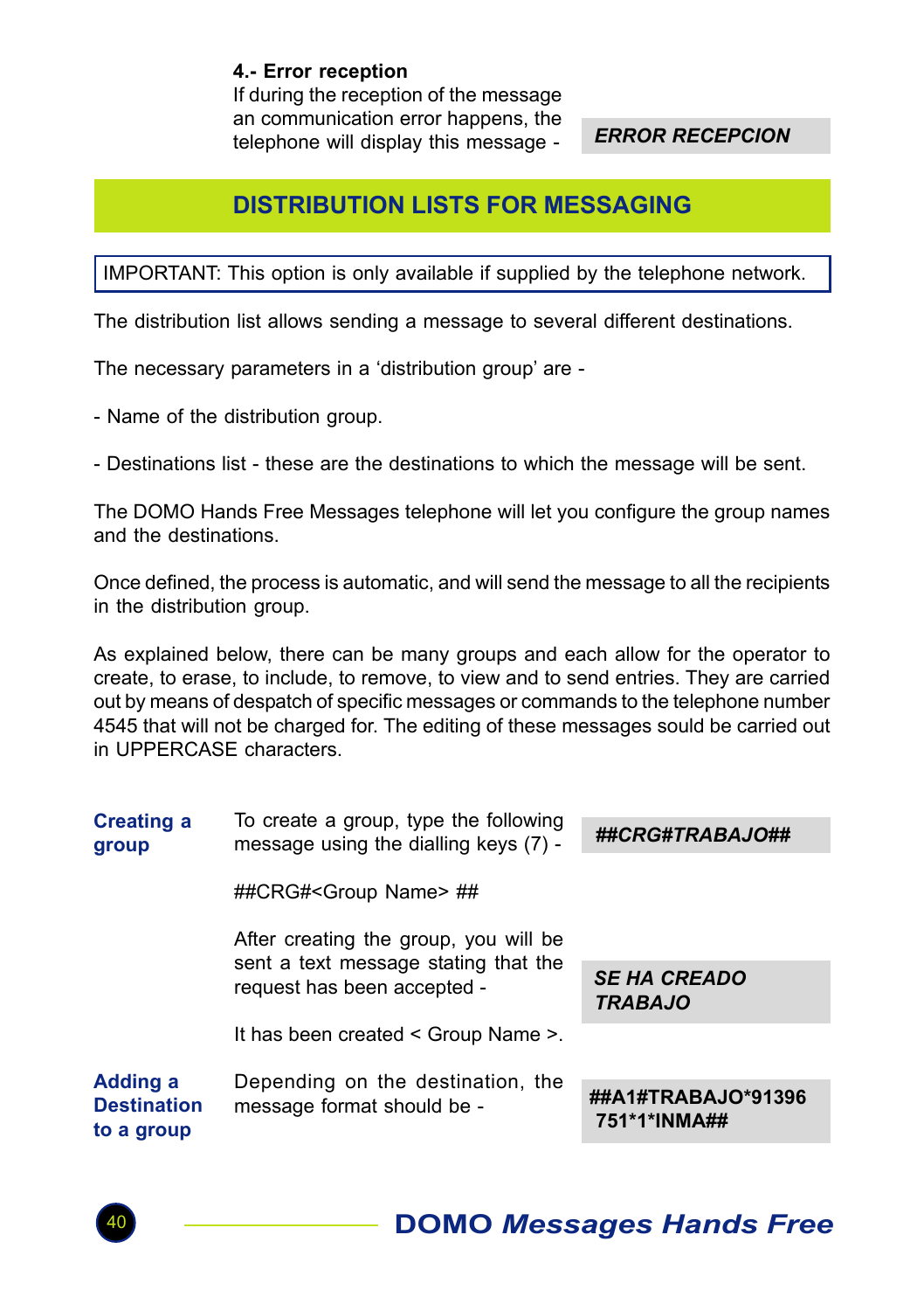**4.- Error reception**

If during the reception of the message an communication error happens, the telephone will display this message -

***ERROR RECEPCION***

## DISTRIBUTION LISTS FOR MESSAGING

IMPORTANT: This option is only available if supplied by the telephone network.

The distribution list allows sending a message to several different destinations.

The necessary parameters in a 'distribution group' are -

- Name of the distribution group.

- Destinations list - these are the destinations to which the message will be sent.

The DOMO Hands Free Messages telephone will let you configure the group names and the destinations.

Once defined, the process is automatic, and will send the message to all the recipients in the distribution group.

As explained below, there can be many groups and each allow for the operator to create, to erase, to include, to remove, to view and to send entries. They are carried out by means of despatch of specific messages or commands to the telephone number 4545 that will not be charged for. The editing of these messages sould be carried out in UPPERCASE characters.

### Creating a group

To create a group, type the following message using the dialling keys (7) -

***##CRG#TRABAJO##***

##CRG#<Group Name> ##

After creating the group, you will be sent a text message stating that the request has been accepted -

***SE HA CREADO TRABAJO***

It has been created < Group Name >.

### Adding a Destination to a group

Depending on the destination, the message format should be -

**##A1#TRABAJO*91396 751*1*INMA##**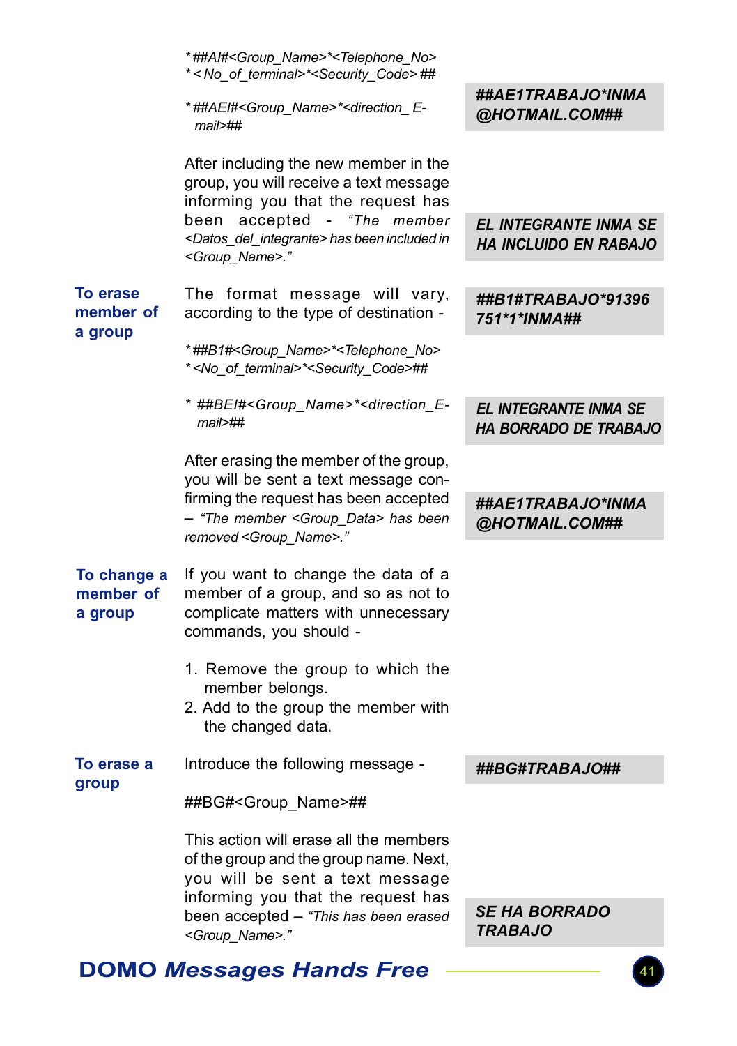*##AI#<Group_Name>*<Telephone_No>*< No_of_terminal>*<Security_Code> ##

*##AEI#<Group_Name>*<direction_ E-mail>##

**##AE1TRABAJO*INMA @HOTMAIL.COM##**

After including the new member in the group, you will receive a text message informing you that the request has been accepted - *"The member <Datos_del_integrante> has been included in <Group_Name>."*

**EL INTEGRANTE INMA SE HA INCLUIDO EN RABAJO**

## To erase member of a group

The format message will vary, according to the type of destination -

**##B1#TRABAJO*91396 751*1*INMA##**

*##B1#<Group_Name>*<Telephone_No>*<No_of_terminal>*<Security_Code>##

* ##BEI#<Group_Name>*<direction_E-mail>##

**EL INTEGRANTE INMA SE HA BORRADO DE TRABAJO**

After erasing the member of the group, you will be sent a text message confirming the request has been accepted – *"The member <Group_Data> has been removed <Group_Name>."*

**##AE1TRABAJO*INMA @HOTMAIL.COM##**

## To change a member of a group

If you want to change the data of a member of a group, and so as not to complicate matters with unnecessary commands, you should -

1. Remove the group to which the member belongs.
2. Add to the group the member with the changed data.

## To erase a group

Introduce the following message -

**##BG#TRABAJO##**

##BG#<Group_Name>##

This action will erase all the members of the group and the group name. Next, you will be sent a text message informing you that the request has been accepted – *"This has been erased <Group_Name>."*

**SE HA BORRADO TRABAJO**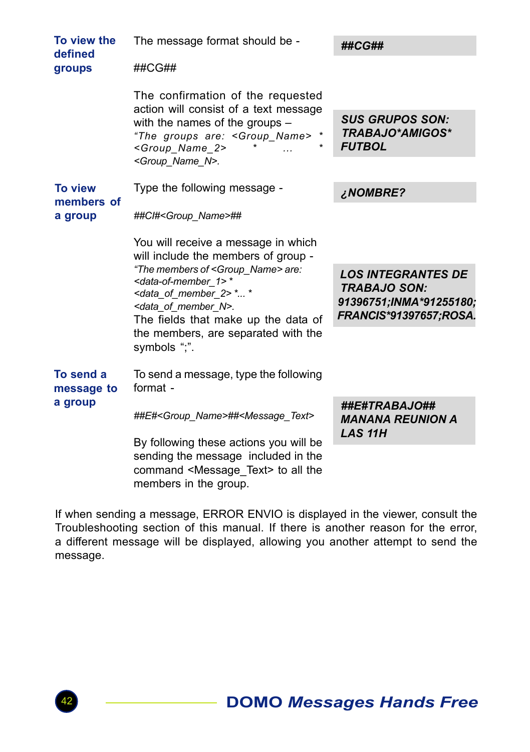**To view the defined groups**

The message format should be -

##CG##

The confirmation of the requested action will consist of a text message with the names of the groups – *"The groups are: <Group_Name> * <Group_Name_2> * ... * <Group_Name_N>.*

> ***##CG##***

> ***SUS GRUPOS SON: TRABAJO*AMIGOS* FUTBOL***

**To view members of a group**

Type the following message -

*##CI#<Group_Name>##*

You will receive a message in which will include the members of group - *"The members of <Group_Name> are: <data-of-member_1> * <data_of_member_2> *... * <data_of_member_N>.*
The fields that make up the data of the members, are separated with the symbols ";".

> ***¿NOMBRE?***

> ***LOS INTEGRANTES DE TRABAJO SON: 91396751;INMA*91255180; FRANCIS*91397657;ROSA.***

**To send a message to a group**

To send a message, type the following format -

*##E#<Group_Name>##<Message_Text>*

By following these actions you will be sending the message included in the command <Message_Text> to all the members in the group.

> ***##E#TRABAJO## MANANA REUNION A LAS 11H***

If when sending a message, ERROR ENVIO is displayed in the viewer, consult the Troubleshooting section of this manual. If there is another reason for the error, a different message will be displayed, allowing you another attempt to send the message.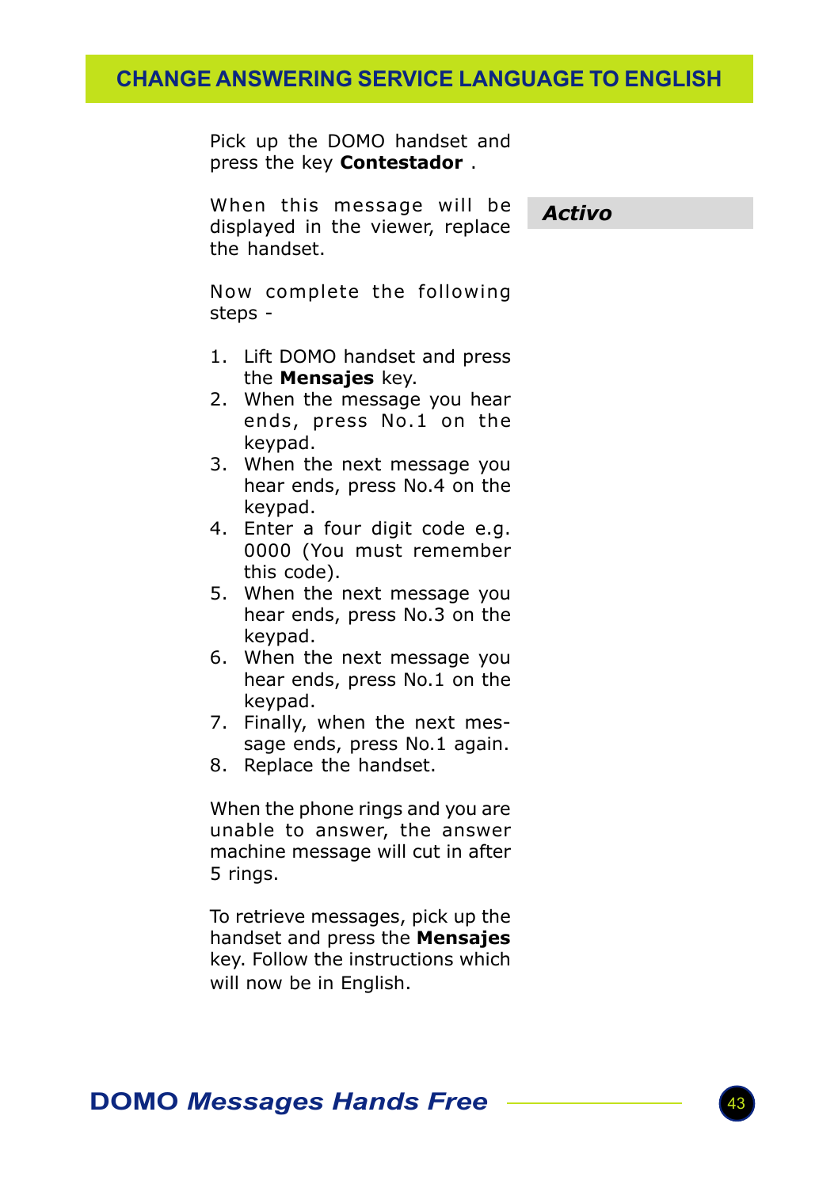# CHANGE ANSWERING SERVICE LANGUAGE TO ENGLISH

Pick up the DOMO handset and press the key **Contestador** .

When this message will be displayed in the viewer, replace the handset.

***Activo***

Now complete the following steps -

1. Lift DOMO handset and press the **Mensajes** key.
2. When the message you hear ends, press No.1 on the keypad.
3. When the next message you hear ends, press No.4 on the keypad.
4. Enter a four digit code e.g. 0000 (You must remember this code).
5. When the next message you hear ends, press No.3 on the keypad.
6. When the next message you hear ends, press No.1 on the keypad.
7. Finally, when the next message ends, press No.1 again.
8. Replace the handset.

When the phone rings and you are unable to answer, the answer machine message will cut in after 5 rings.

To retrieve messages, pick up the handset and press the **Mensajes** key. Follow the instructions which will now be in English.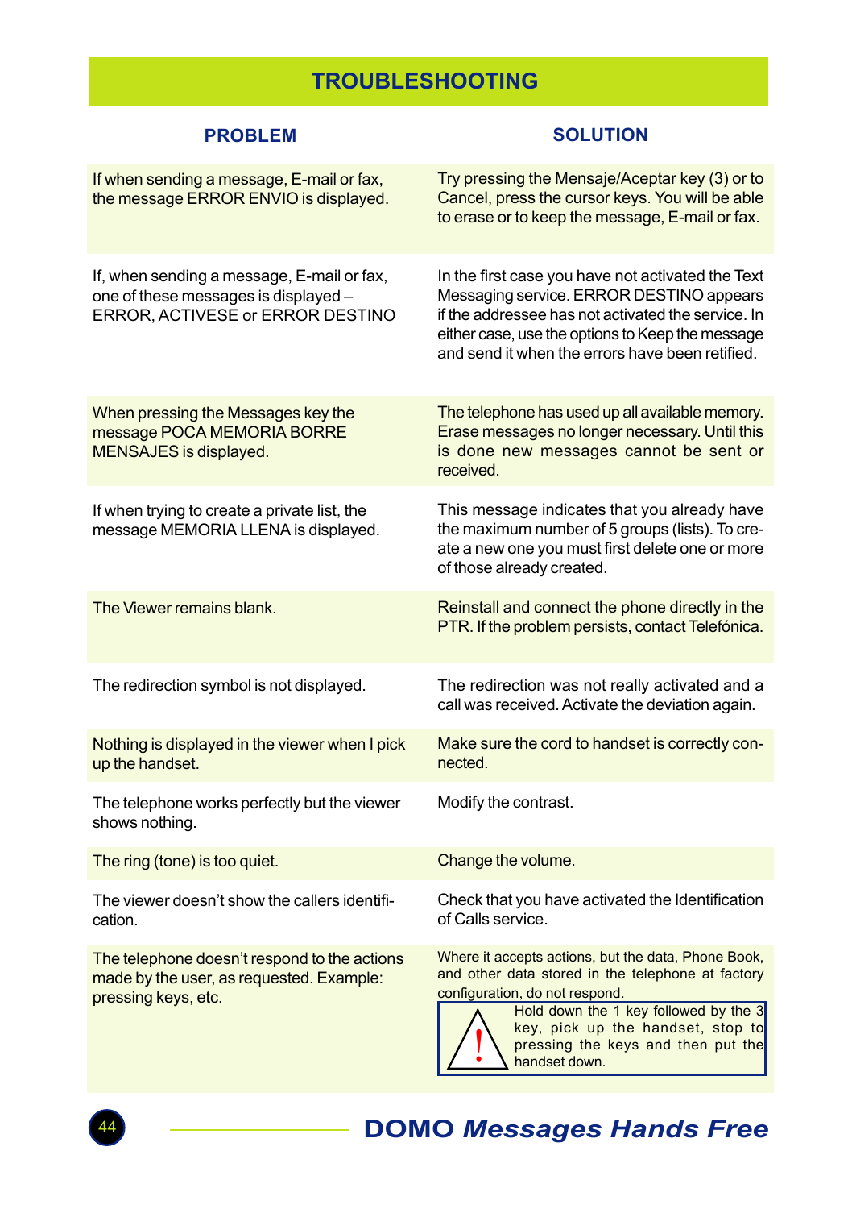## TROUBLESHOOTING

| PROBLEM | SOLUTION |
|---|---|
| If when sending a message, E-mail or fax, the message ERROR ENVIO is displayed. | Try pressing the Mensaje/Aceptar key (3) or to Cancel, press the cursor keys. You will be able to erase or to keep the message, E-mail or fax. |
| If, when sending a message, E-mail or fax, one of these messages is displayed – ERROR, ACTIVESE or ERROR DESTINO | In the first case you have not activated the Text Messaging service. ERROR DESTINO appears if the addressee has not activated the service. In either case, use the options to Keep the message and send it when the errors have been retified. |
| When pressing the Messages key the message POCA MEMORIA BORRE MENSAJES is displayed. | The telephone has used up all available memory. Erase messages no longer necessary. Until this is done new messages cannot be sent or received. |
| If when trying to create a private list, the message MEMORIA LLENA is displayed. | This message indicates that you already have the maximum number of 5 groups (lists). To create a new one you must first delete one or more of those already created. |
| The Viewer remains blank. | Reinstall and connect the phone directly in the PTR. If the problem persists, contact Telefónica. |
| The redirection symbol is not displayed. | The redirection was not really activated and a call was received. Activate the deviation again. |
| Nothing is displayed in the viewer when I pick up the handset. | Make sure the cord to handset is correctly connected. |
| The telephone works perfectly but the viewer shows nothing. | Modify the contrast. |
| The ring (tone) is too quiet. | Change the volume. |
| The viewer doesn't show the callers identification. | Check that you have activated the Identification of Calls service. |
| The telephone doesn't respond to the actions made by the user, as requested. Example: pressing keys, etc. | Where it accepts actions, but the data, Phone Book, and other data stored in the telephone at factory configuration, do not respond. **!** Hold down the 1 key followed by the 3 key, pick up the handset, stop to pressing the keys and then put the handset down. |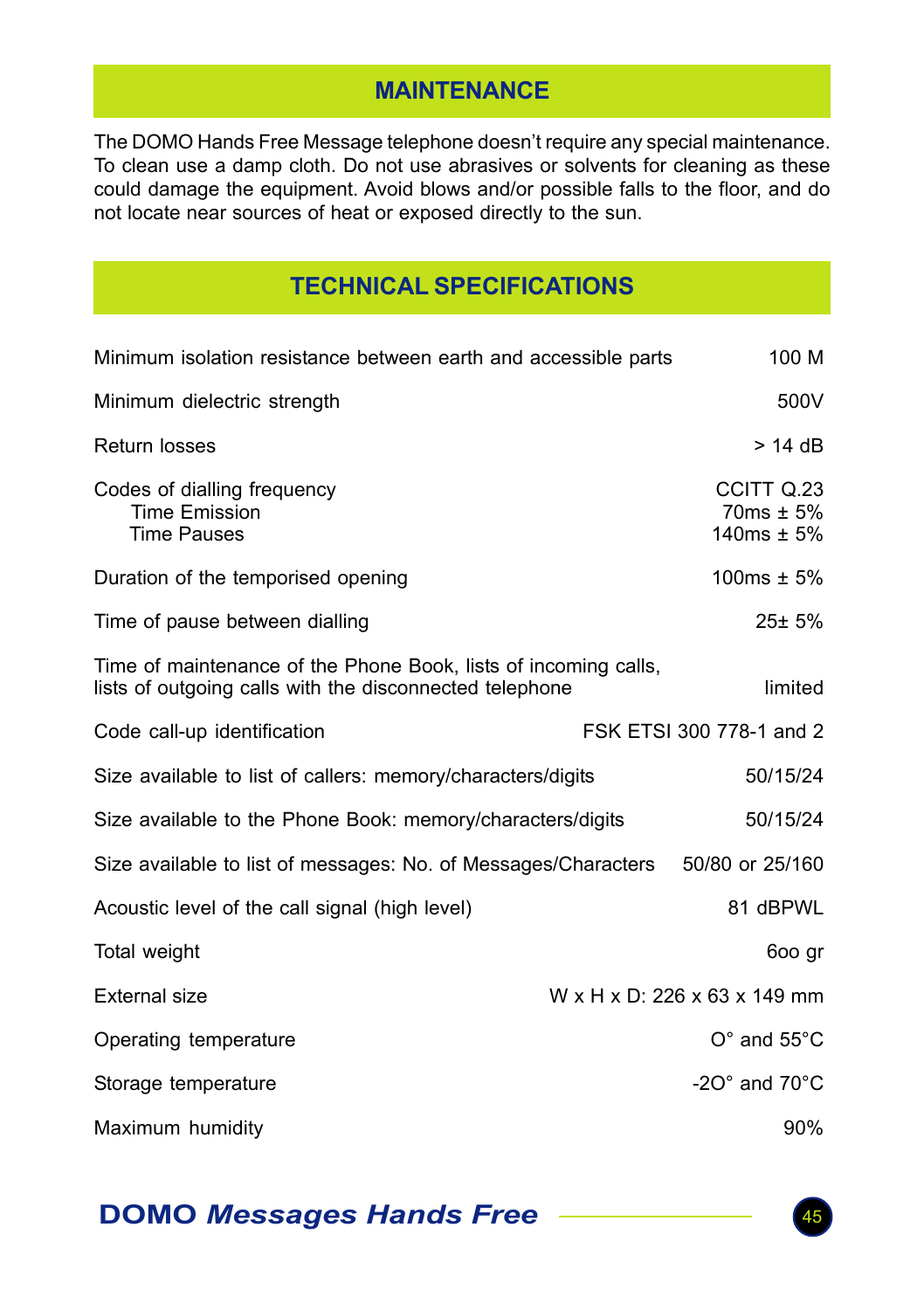## MAINTENANCE

The DOMO Hands Free Message telephone doesn't require any special maintenance. To clean use a damp cloth. Do not use abrasives or solvents for cleaning as these could damage the equipment. Avoid blows and/or possible falls to the floor, and do not locate near sources of heat or exposed directly to the sun.

## TECHNICAL SPECIFICATIONS

| | |
|---|---|
| Minimum isolation resistance between earth and accessible parts | 100 M |
| Minimum dielectric strength | 500V |
| Return losses | > 14 dB |
| Codes of dialling frequency<br>Time Emission<br>Time Pauses | CCITT Q.23<br>70ms ± 5%<br>140ms ± 5% |
| Duration of the temporised opening | 100ms ± 5% |
| Time of pause between dialling | 25± 5% |
| Time of maintenance of the Phone Book, lists of incoming calls, lists of outgoing calls with the disconnected telephone | limited |
| Code call-up identification | FSK ETSI 300 778-1 and 2 |
| Size available to list of callers: memory/characters/digits | 50/15/24 |
| Size available to the Phone Book: memory/characters/digits | 50/15/24 |
| Size available to list of messages: No. of Messages/Characters | 50/80 or 25/160 |
| Acoustic level of the call signal (high level) | 81 dBPWL |
| Total weight | 6oo gr |
| External size | W x H x D: 226 x 63 x 149 mm |
| Operating temperature | O° and 55°C |
| Storage temperature | -2O° and 70°C |
| Maximum humidity | 90% |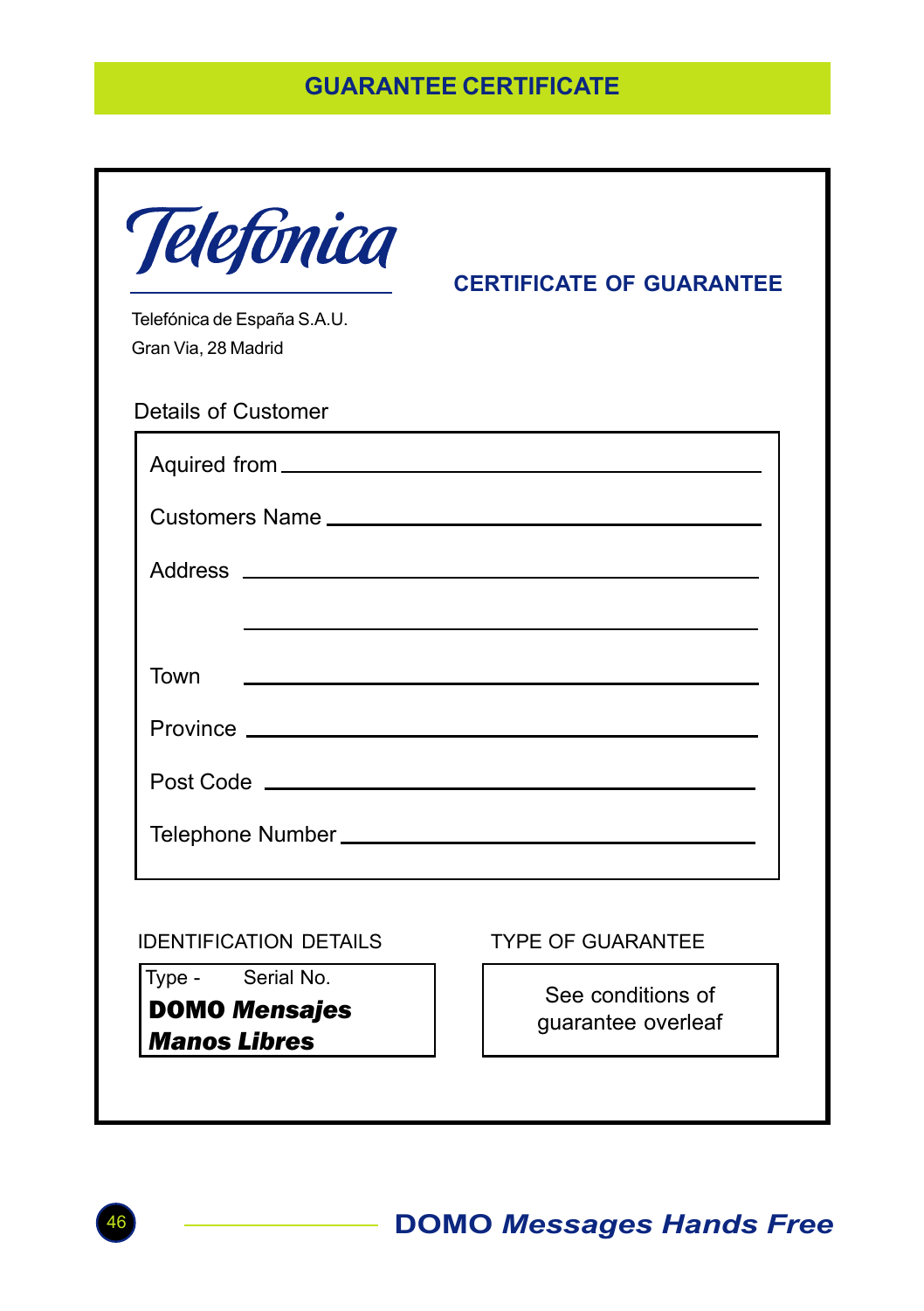## GUARANTEE CERTIFICATE

Telefónica

**CERTIFICATE OF GUARANTEE**

Telefónica de España S.A.U.
Gran Via, 28 Madrid

Details of Customer

Aquired from ______________________________

Customers Name ______________________________

Address ______________________________

______________________________

Town ______________________________

Province ______________________________

Post Code ______________________________

Telephone Number ______________________________

| IDENTIFICATION DETAILS | TYPE OF GUARANTEE |
| --- | --- |
| Type - Serial No. **DOMO *Mensajes Manos Libres*** | See conditions of guarantee overleaf |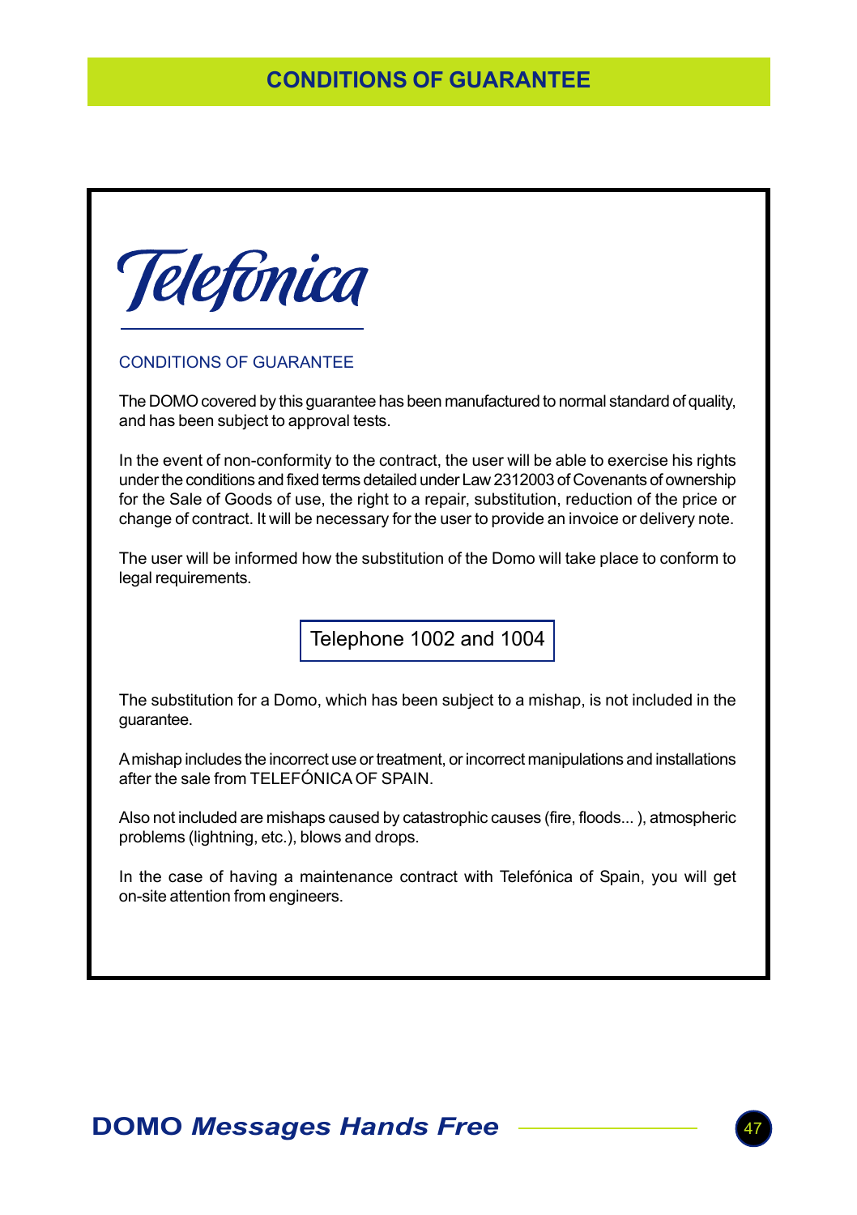# CONDITIONS OF GUARANTEE

Telefónica

## CONDITIONS OF GUARANTEE

The DOMO covered by this guarantee has been manufactured to normal standard of quality, and has been subject to approval tests.

In the event of non-conformity to the contract, the user will be able to exercise his rights under the conditions and fixed terms detailed under Law 2312003 of Covenants of ownership for the Sale of Goods of use, the right to a repair, substitution, reduction of the price or change of contract. It will be necessary for the user to provide an invoice or delivery note.

The user will be informed how the substitution of the Domo will take place to conform to legal requirements.

Telephone 1002 and 1004

The substitution for a Domo, which has been subject to a mishap, is not included in the guarantee.

A mishap includes the incorrect use or treatment, or incorrect manipulations and installations after the sale from TELEFÓNICA OF SPAIN.

Also not included are mishaps caused by catastrophic causes (fire, floods... ), atmospheric problems (lightning, etc.), blows and drops.

In the case of having a maintenance contract with Telefónica of Spain, you will get on-site attention from engineers.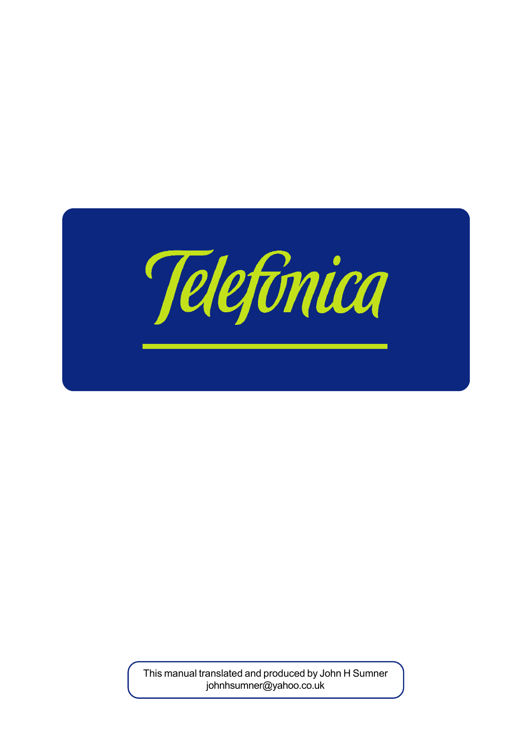Telefonica

This manual translated and produced by John H Sumner
johnhsumner@yahoo.co.uk